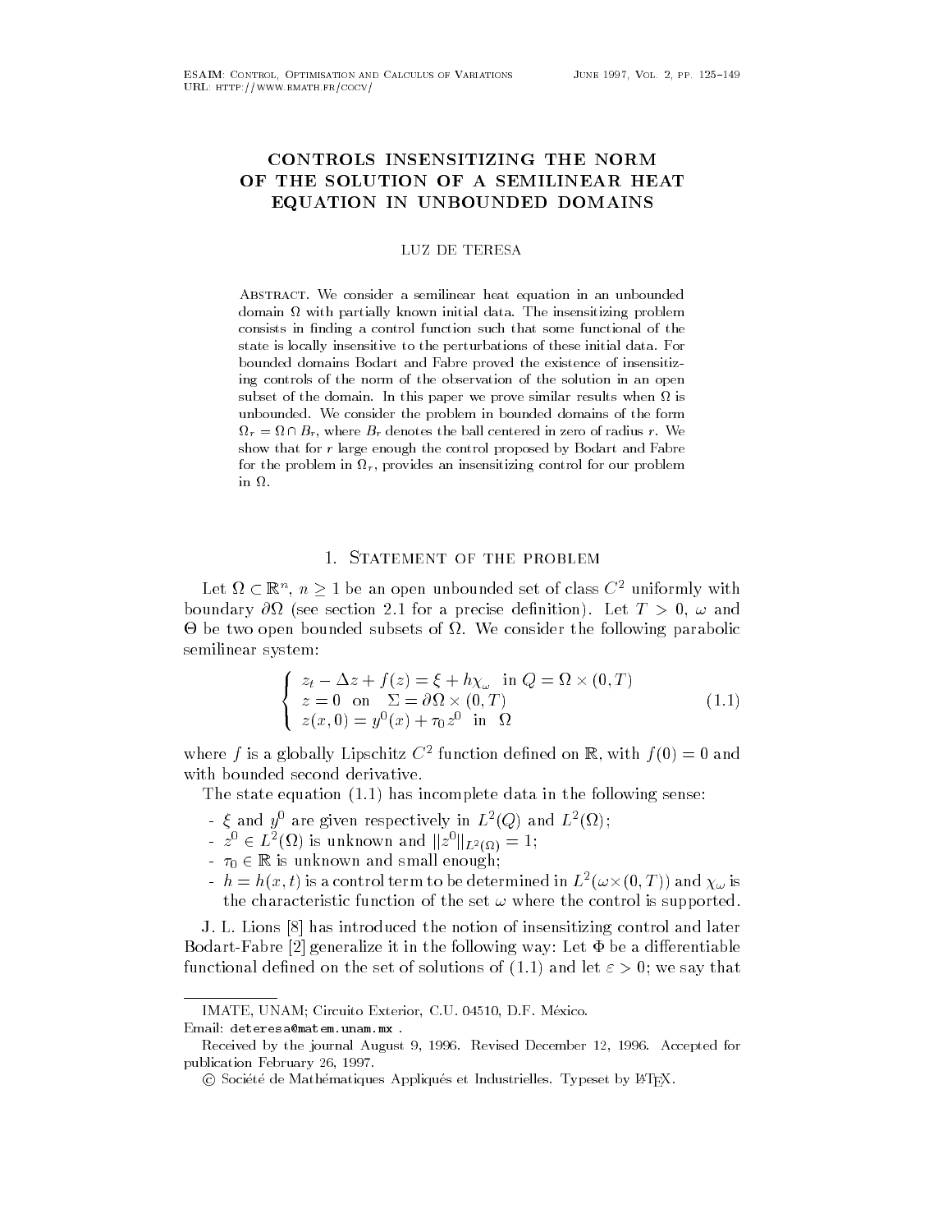# CONTROLS INSENSITIZING THE NORM OF THE SOLUTION OF A SEMILINEAR HEAT EQUATION IN UNBOUNDED DOMAINS

LUZ DE TERESA

Abstract. We consider a semilinear heat equation in an unbounded domain $\Omega$ with partially known initial data. The insensitizing problem consists in finding a control function such that some functional of the state is locally insensitive to the perturbations of these initial data. For bounded domains Bodart and Fabre proved the existence of insensitizing controls of the norm of the observation of the solution in an open subset of the domain. In this paper we prove similar results when $\Omega$ is unbounded. We consider the problem in bounded domains of the form $\Omega_r = \Omega \cap B_r$, where $B_r$ denotes the ball centered in zero of radius $r$. We show that for $r$ large enough the control proposed by Bodart and Fabre for the problem in $\Omega_r$, provides an insensitizing control for our problem in $\Omega$.

## 1. Statement of the problem

Let $\Omega \subset \mathbb{R}^n$, $n \geq 1$ be an open unbounded set of class $C^2$ uniformly with boundary $\partial\Omega$ (see section 2.1 for a precise definition). Let $T > 0$, $\omega$ and $\Theta$ be two open bounded subsets of $\Omega$. We consider the following parabolic semilinear system:

$$
\begin{cases}
z_t - \Delta z + f(z) = \xi + h\chi_\omega & \text{in } Q = \Omega \times (0,T) \\
z = 0 \quad \text{on} \quad \Sigma = \partial\Omega \times (0,T) \\
z(x,0) = y^0(x) + \tau_0 z^0 & \text{in } \Omega
\end{cases}
\tag{1.1}
$$

where $f$ is a globally Lipschitz $C^2$ function defined on $\mathbb{R}$, with $f(0) = 0$ and with bounded second derivative.

The state equation (1.1) has incomplete data in the following sense:

- $\xi$ and $y^0$ are given respectively in $L^2(Q)$ and $L^2(\Omega)$;
- $z^0 \in L^2(\Omega)$ is unknown and $\|z^0\|_{L^2(\Omega)} = 1$;
- $\tau_0 \in \mathbb{R}$ is unknown and small enough;
- $h = h(x,t)$ is a control term to be determined in $L^2(\omega \times (0,T))$ and $\chi_\omega$ is the characteristic function of the set $\omega$ where the control is supported.

J. L. Lions [8] has introduced the notion of insensitizing control and later Bodart-Fabre [2] generalize it in the following way: Let $\Phi$ be a differentiable functional defined on the set of solutions of (1.1) and let $\varepsilon > 0$; we say that

---

IMATE, UNAM; Circuito Exterior, C.U. 04510, D.F. México.

Email: deteresa@matem.unam.mx .

Received by the journal August 9, 1996. Revised December 12, 1996. Accepted for publication February 26, 1997.

© Société de Mathématiques Appliqués et Industrielles. Typeset by LaTeX.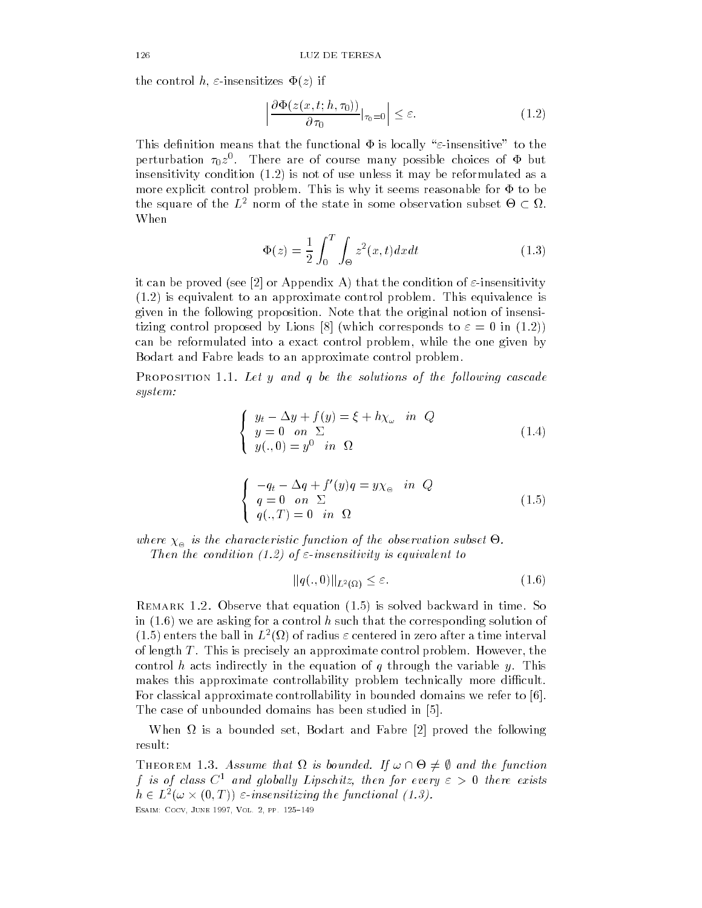the control $h$, $\varepsilon$-insensitizes $\Phi(z)$ if

$$\Big|\frac{\partial \Phi(z(x,t;h,\tau_0))}{\partial \tau_0}|_{\tau_0=0}\Big| \leq \varepsilon. \tag{1.2}$$

This definition means that the functional $\Phi$ is locally "$\varepsilon$-insensitive" to the perturbation $\tau_0 z^0$. There are of course many possible choices of $\Phi$ but insensitivity condition (1.2) is not of use unless it may be reformulated as a more explicit control problem. This is why it seems reasonable for $\Phi$ to be the square of the $L^2$ norm of the state in some observation subset $\Theta \subset \Omega$. When

$$\Phi(z) = \frac{1}{2}\int_0^T \int_\Theta z^2(x,t)dxdt \tag{1.3}$$

it can be proved (see [2] or Appendix A) that the condition of $\varepsilon$-insensitivity (1.2) is equivalent to an approximate control problem. This equivalence is given in the following proposition. Note that the original notion of insensitizing control proposed by Lions [8] (which corresponds to $\varepsilon = 0$ in (1.2)) can be reformulated into a exact control problem, while the one given by Bodart and Fabre leads to an approximate control problem.

Proposition 1.1. *Let $y$ and $q$ be the solutions of the following cascade system:*

$$\begin{cases} y_t - \Delta y + f(y) = \xi + h\chi_{\omega} & in \;\; Q \\ y = 0 \quad on \;\; \Sigma \\ y(.,0) = y^0 \quad in \;\; \Omega \end{cases} \tag{1.4}$$

$$\begin{cases} -q_t - \Delta q + f'(y)q = y\chi_{\Theta} & in \;\; Q \\ q = 0 \quad on \;\; \Sigma \\ q(.,T) = 0 \quad in \;\; \Omega \end{cases} \tag{1.5}$$

*where $\chi_{\Theta}$ is the characteristic function of the observation subset $\Theta$.*

*Then the condition (1.2) of $\varepsilon$-insensitivity is equivalent to*

$$||q(.,0)||_{L^2(\Omega)} \leq \varepsilon. \tag{1.6}$$

Remark 1.2. Observe that equation (1.5) is solved backward in time. So in (1.6) we are asking for a control $h$ such that the corresponding solution of (1.5) enters the ball in $L^2(\Omega)$ of radius $\varepsilon$ centered in zero after a time interval of length $T$. This is precisely an approximate control problem. However, the control $h$ acts indirectly in the equation of $q$ through the variable $y$. This makes this approximate controllability problem technically more difficult. For classical approximate controllability in bounded domains we refer to [6]. The case of unbounded domains has been studied in [5].

When $\Omega$ is a bounded set, Bodart and Fabre [2] proved the following result:

Theorem 1.3. *Assume that $\Omega$ is bounded. If $\omega \cap \Theta \neq \emptyset$ and the function $f$ is of class $C^1$ and globally Lipschitz, then for every $\varepsilon > 0$ there exists $h \in L^2(\omega \times (0,T))$ $\varepsilon$-insensitizing the functional (1.3).*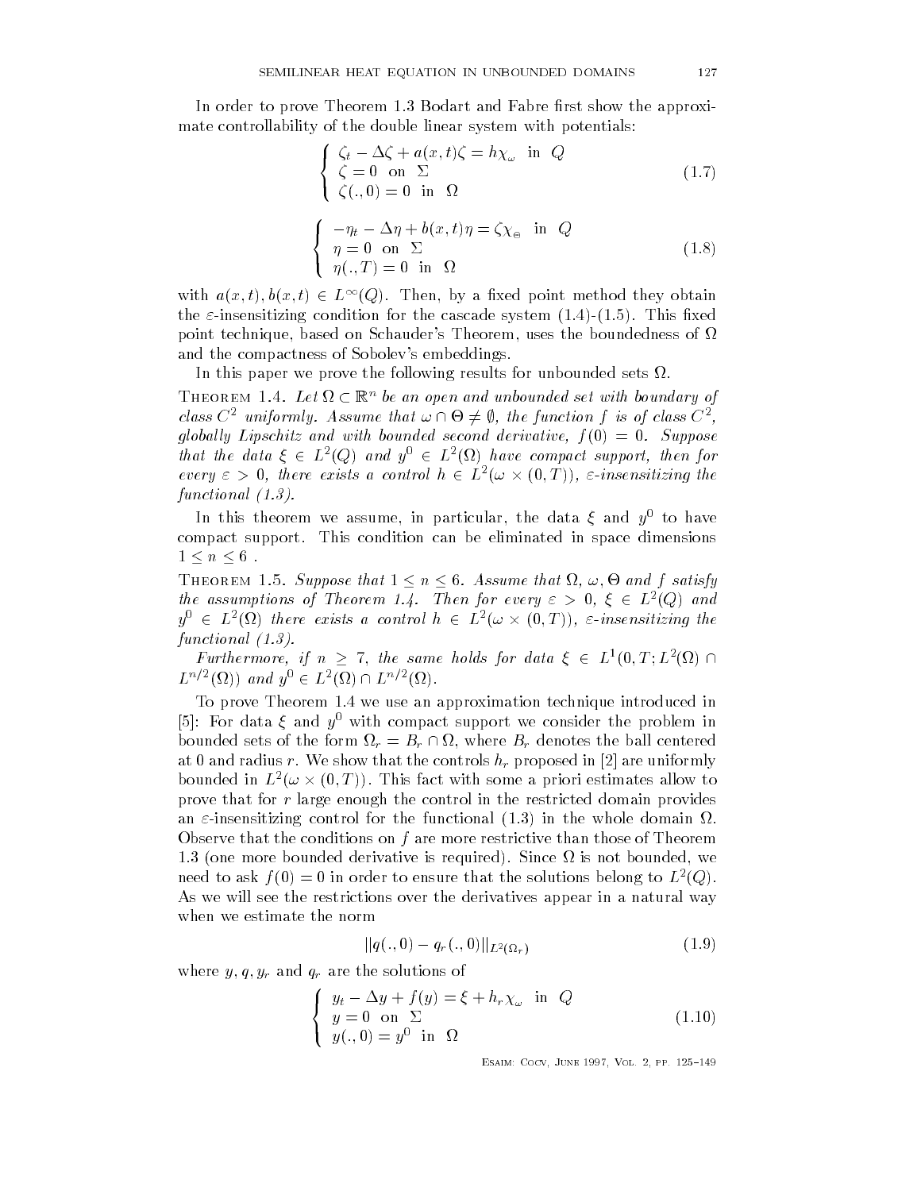In order to prove Theorem 1.3 Bodart and Fabre first show the approximate controllability of the double linear system with potentials:

$$\begin{cases} \zeta_t - \Delta\zeta + a(x,t)\zeta = h\chi_\omega & \text{in } Q \\ \zeta = 0 & \text{on } \Sigma \\ \zeta(.,0) = 0 & \text{in } \Omega \end{cases} \tag{1.7}$$

$$\begin{cases} -\eta_t - \Delta\eta + b(x,t)\eta = \zeta\chi_\Theta & \text{in } Q \\ \eta = 0 & \text{on } \Sigma \\ \eta(.,T) = 0 & \text{in } \Omega \end{cases} \tag{1.8}$$

with $a(x,t), b(x,t) \in L^\infty(Q)$. Then, by a fixed point method they obtain the $\varepsilon$-insensitizing condition for the cascade system (1.4)-(1.5). This fixed point technique, based on Schauder's Theorem, uses the boundedness of $\Omega$ and the compactness of Sobolev's embeddings.

In this paper we prove the following results for unbounded sets $\Omega$.

THEOREM 1.4. *Let $\Omega \subset \mathbb{R}^n$ be an open and unbounded set with boundary of class $C^2$ uniformly. Assume that $\omega \cap \Theta \neq \emptyset$, the function $f$ is of class $C^2$, globally Lipschitz and with bounded second derivative, $f(0) = 0$. Suppose that the data $\xi \in L^2(Q)$ and $y^0 \in L^2(\Omega)$ have compact support, then for every $\varepsilon > 0$, there exists a control $h \in L^2(\omega \times (0,T))$, $\varepsilon$-insensitizing the functional (1.3).*

In this theorem we assume, in particular, the data $\xi$ and $y^0$ to have compact support. This condition can be eliminated in space dimensions $1 \leq n \leq 6$ .

THEOREM 1.5. *Suppose that $1 \leq n \leq 6$. Assume that $\Omega$, $\omega$, $\Theta$ and $f$ satisfy the assumptions of Theorem 1.4. Then for every $\varepsilon > 0$, $\xi \in L^2(Q)$ and $y^0 \in L^2(\Omega)$ there exists a control $h \in L^2(\omega \times (0,T))$, $\varepsilon$-insensitizing the functional (1.3).*

*Furthermore, if $n \geq 7$, the same holds for data $\xi \in L^1(0,T; L^2(\Omega) \cap L^{n/2}(\Omega))$ and $y^0 \in L^2(\Omega) \cap L^{n/2}(\Omega)$.*

To prove Theorem 1.4 we use an approximation technique introduced in [5]: For data $\xi$ and $y^0$ with compact support we consider the problem in bounded sets of the form $\Omega_r = B_r \cap \Omega$, where $B_r$ denotes the ball centered at 0 and radius $r$. We show that the controls $h_r$ proposed in [2] are uniformly bounded in $L^2(\omega \times (0,T))$. This fact with some a priori estimates allow to prove that for $r$ large enough the control in the restricted domain provides an $\varepsilon$-insensitizing control for the functional (1.3) in the whole domain $\Omega$. Observe that the conditions on $f$ are more restrictive than those of Theorem 1.3 (one more bounded derivative is required). Since $\Omega$ is not bounded, we need to ask $f(0) = 0$ in order to ensure that the solutions belong to $L^2(Q)$. As we will see the restrictions over the derivatives appear in a natural way when we estimate the norm

$$||q(.,0) - q_r(.,0)||_{L^2(\Omega_r)} \tag{1.9}$$

where $y, q, y_r$ and $q_r$ are the solutions of

$$\begin{cases} y_t - \Delta y + f(y) = \xi + h_r\chi_\omega & \text{in } Q \\ y = 0 & \text{on } \Sigma \\ y(.,0) = y^0 & \text{in } \Omega \end{cases} \tag{1.10}$$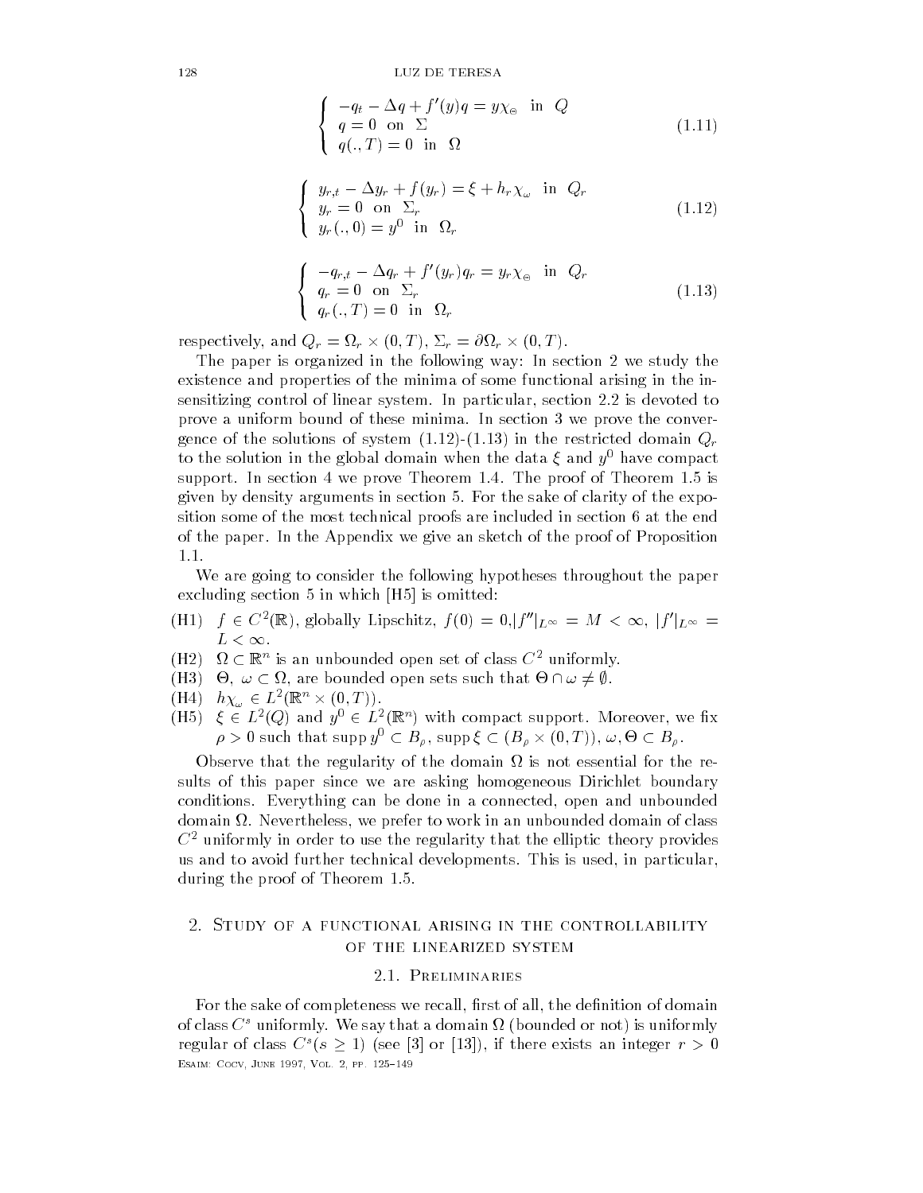$$\begin{cases} -q_t - \Delta q + f'(y)q = y\chi_{\Theta} & \text{in } Q \\ q = 0 & \text{on } \Sigma \\ q(.,T) = 0 & \text{in } \Omega \end{cases} \tag{1.11}$$

$$\begin{cases} y_{r,t} - \Delta y_r + f(y_r) = \xi + h_r\chi_{\omega} & \text{in } Q_r \\ y_r = 0 & \text{on } \Sigma_r \\ y_r(.,0) = y^0 & \text{in } \Omega_r \end{cases} \tag{1.12}$$

$$\begin{cases} -q_{r,t} - \Delta q_r + f'(y_r)q_r = y_r\chi_{\Theta} & \text{in } Q_r \\ q_r = 0 & \text{on } \Sigma_r \\ q_r(.,T) = 0 & \text{in } \Omega_r \end{cases} \tag{1.13}$$

respectively, and $Q_r = \Omega_r \times (0,T)$, $\Sigma_r = \partial\Omega_r \times (0,T)$.

The paper is organized in the following way: In section 2 we study the existence and properties of the minima of some functional arising in the insensitizing control of linear system. In particular, section 2.2 is devoted to prove a uniform bound of these minima. In section 3 we prove the convergence of the solutions of system (1.12)-(1.13) in the restricted domain $Q_r$ to the solution in the global domain when the data $\xi$ and $y^0$ have compact support. In section 4 we prove Theorem 1.4. The proof of Theorem 1.5 is given by density arguments in section 5. For the sake of clarity of the exposition some of the most technical proofs are included in section 6 at the end of the paper. In the Appendix we give an sketch of the proof of Proposition 1.1.

We are going to consider the following hypotheses throughout the paper excluding section 5 in which [H5] is omitted:

- (H1) $f \in C^2(\mathbb{R})$, globally Lipschitz, $f(0) = 0$,$|f''|_{L^\infty} = M < \infty$, $|f'|_{L^\infty} = L < \infty$.
- (H2) $\Omega \subset \mathbb{R}^n$ is an unbounded open set of class $C^2$ uniformly.
- (H3) $\Theta$, $\omega \subset \Omega$, are bounded open sets such that $\Theta \cap \omega \neq \emptyset$.
- (H4) $h\chi_{\omega} \in L^2(\mathbb{R}^n \times (0,T))$.
- (H5) $\xi \in L^2(Q)$ and $y^0 \in L^2(\mathbb{R}^n)$ with compact support. Moreover, we fix $\rho > 0$ such that $\operatorname{supp} y^0 \subset B_\rho$, $\operatorname{supp} \xi \subset (B_\rho \times (0,T))$, $\omega, \Theta \subset B_\rho$.

Observe that the regularity of the domain $\Omega$ is not essential for the results of this paper since we are asking homogeneous Dirichlet boundary conditions. Everything can be done in a connected, open and unbounded domain $\Omega$. Nevertheless, we prefer to work in an unbounded domain of class $C^2$ uniformly in order to use the regularity that the elliptic theory provides us and to avoid further technical developments. This is used, in particular, during the proof of Theorem 1.5.

## 2. Study of a functional arising in the controllability of the linearized system

### 2.1. Preliminaries

For the sake of completeness we recall, first of all, the definition of domain of class $C^s$ uniformly. We say that a domain $\Omega$ (bounded or not) is uniformly regular of class $C^s (s \geq 1)$ (see [3] or [13]), if there exists an integer $r > 0$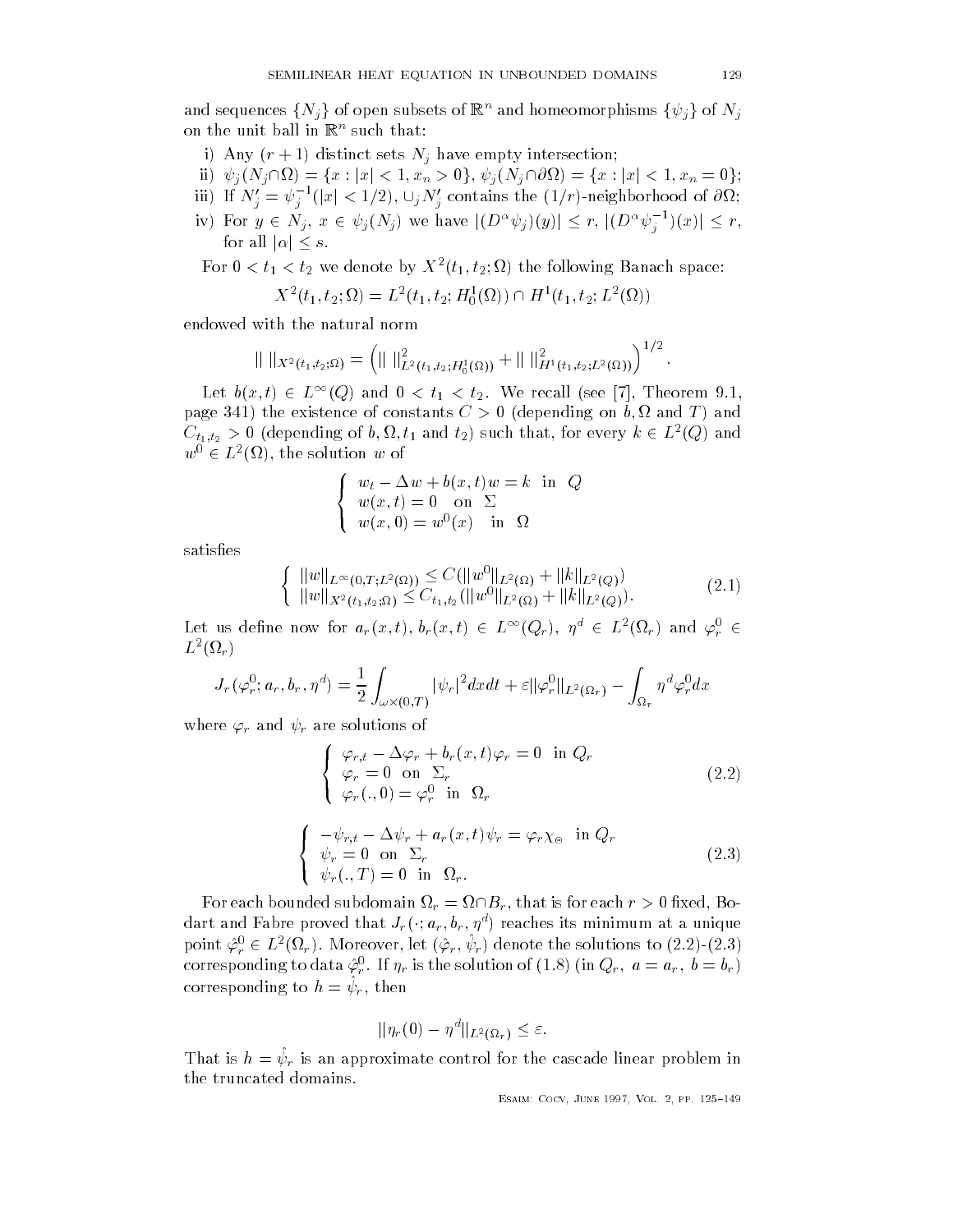and sequences $\{N_j\}$ of open subsets of $\mathbb{R}^n$ and homeomorphisms $\{\psi_j\}$ of $N_j$ on the unit ball in $\mathbb{R}^n$ such that:

- i) Any $(r+1)$ distinct sets $N_j$ have empty intersection;
- ii) $\psi_j(N_j \cap \Omega) = \{x : |x| < 1, x_n > 0\}$, $\psi_j(N_j \cap \partial\Omega) = \{x : |x| < 1, x_n = 0\}$;
- iii) If $N_j' = \psi_j^{-1}(|x| < 1/2)$, $\cup_j N_j'$ contains the $(1/r)$-neighborhood of $\partial\Omega$;
- iv) For $y \in N_j$, $x \in \psi_j(N_j)$ we have $|(D^\alpha \psi_j)(y)| \le r$, $|(D^\alpha \psi_j^{-1})(x)| \le r$, for all $|\alpha| \le s$.

For $0 < t_1 < t_2$ we denote by $X^2(t_1, t_2; \Omega)$ the following Banach space:

$$X^2(t_1, t_2; \Omega) = L^2(t_1, t_2; H_0^1(\Omega)) \cap H^1(t_1, t_2; L^2(\Omega))$$

endowed with the natural norm

$$\| \ \|_{X^2(t_1,t_2;\Omega)} = \left( \| \ \|^2_{L^2(t_1,t_2;H_0^1(\Omega))} + \| \ \|^2_{H^1(t_1,t_2;L^2(\Omega))} \right)^{1/2}.$$

Let $b(x,t) \in L^\infty(Q)$ and $0 < t_1 < t_2$. We recall (see [7], Theorem 9.1, page 341) the existence of constants $C > 0$ (depending on $b, \Omega$ and $T$) and $C_{t_1,t_2} > 0$ (depending of $b, \Omega, t_1$ and $t_2$) such that, for every $k \in L^2(Q)$ and $w^0 \in L^2(\Omega)$, the solution $w$ of

$$\begin{cases} w_t - \Delta w + b(x,t)w = k & \text{in } Q \\ w(x,t) = 0 & \text{on } \Sigma \\ w(x,0) = w^0(x) & \text{in } \Omega \end{cases}$$

satisfies

$$\begin{cases} \|w\|_{L^\infty(0,T;L^2(\Omega))} \le C(\|w^0\|_{L^2(\Omega)} + \|k\|_{L^2(Q)}) \\ \|w\|_{X^2(t_1,t_2;\Omega)} \le C_{t_1,t_2}(\|w^0\|_{L^2(\Omega)} + \|k\|_{L^2(Q)}). \end{cases} \tag{2.1}$$

Let us define now for $a_r(x,t)$, $b_r(x,t) \in L^\infty(Q_r)$, $\eta^d \in L^2(\Omega_r)$ and $\varphi_r^0 \in L^2(\Omega_r)$

$$J_r(\varphi_r^0; a_r, b_r, \eta^d) = \frac{1}{2}\int_{\omega\times(0,T)} |\psi_r|^2 dx dt + \varepsilon\|\varphi_r^0\|_{L^2(\Omega_r)} - \int_{\Omega_r} \eta^d \varphi_r^0 dx$$

where $\varphi_r$ and $\psi_r$ are solutions of

$$\begin{cases} \varphi_{r,t} - \Delta\varphi_r + b_r(x,t)\varphi_r = 0 & \text{in } Q_r \\ \varphi_r = 0 \quad \text{on } \Sigma_r \\ \varphi_r(.,0) = \varphi_r^0 & \text{in } \Omega_r \end{cases} \tag{2.2}$$

$$\begin{cases} -\psi_{r,t} - \Delta\psi_r + a_r(x,t)\psi_r = \varphi_r \chi_\Theta & \text{in } Q_r \\ \psi_r = 0 \quad \text{on } \Sigma_r \\ \psi_r(.,T) = 0 \quad \text{in } \Omega_r. \end{cases} \tag{2.3}$$

For each bounded subdomain $\Omega_r = \Omega \cap B_r$, that is for each $r > 0$ fixed, Bodart and Fabre proved that $J_r(\cdot; a_r, b_r, \eta^d)$ reaches its minimum at a unique point $\hat{\varphi}_r^0 \in L^2(\Omega_r)$. Moreover, let $(\hat{\varphi}_r, \hat{\psi}_r)$ denote the solutions to (2.2)-(2.3) corresponding to data $\hat{\varphi}_r^0$. If $\eta_r$ is the solution of (1.8) (in $Q_r$, $a = a_r$, $b = b_r$) corresponding to $h = \hat{\psi}_r$, then

$$\|\eta_r(0) - \eta^d\|_{L^2(\Omega_r)} \le \varepsilon.$$

That is $h = \hat{\psi}_r$ is an approximate control for the cascade linear problem in the truncated domains.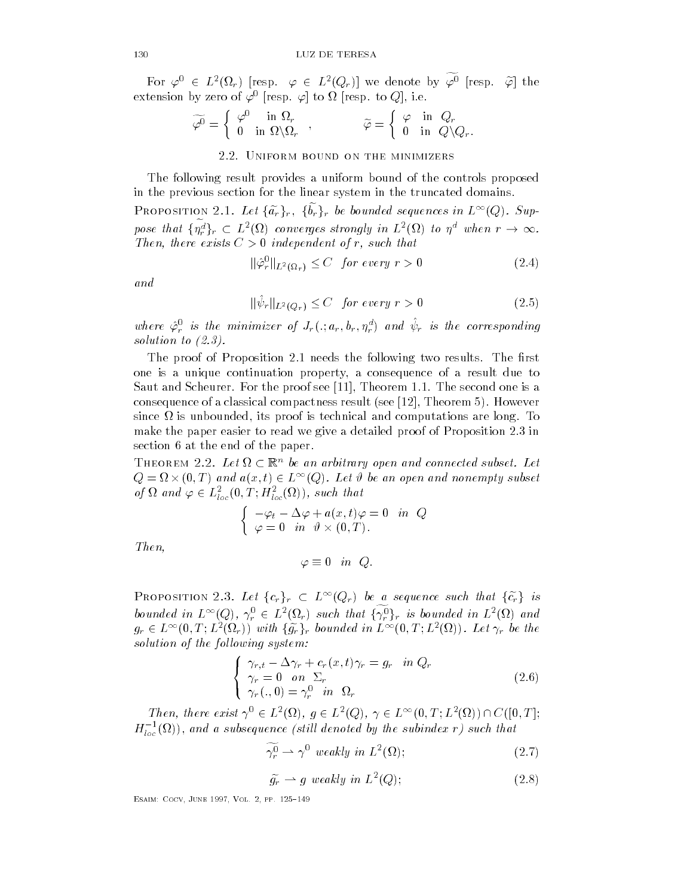For $\varphi^0 \in L^2(\Omega_r)$ [resp. $\varphi \in L^2(Q_r)$] we denote by $\widetilde{\varphi^0}$ [resp. $\widetilde{\varphi}$] the extension by zero of $\varphi^0$ [resp. $\varphi$] to $\Omega$ [resp. to $Q$], i.e.

$$\widetilde{\varphi^0} = \begin{cases} \varphi^0 & \text{in } \Omega_r \\ 0 & \text{in } \Omega \backslash \Omega_r \end{cases}, \qquad \widetilde{\varphi} = \begin{cases} \varphi & \text{in } Q_r \\ 0 & \text{in } Q \backslash Q_r. \end{cases}$$

## 2.2. Uniform bound on the minimizers

The following result provides a uniform bound of the controls proposed in the previous section for the linear system in the truncated domains.

**Proposition 2.1.** *Let $\{\widetilde{a_r}\}_r$, $\{\widetilde{b_r}\}_r$ be bounded sequences in $L^\infty(Q)$. Suppose that $\{\eta_r^d\}_r \subset L^2(\Omega)$ converges strongly in $L^2(\Omega)$ to $\eta^d$ when $r \to \infty$. Then, there exists $C > 0$ independent of $r$, such that*

$$\|\hat{\varphi}_r^0\|_{L^2(\Omega_r)} \leq C \quad \textit{for every } r > 0 \tag{2.4}$$

*and*

$$\|\hat{\psi}_r\|_{L^2(Q_r)} \leq C \quad \textit{for every } r > 0 \tag{2.5}$$

*where $\hat{\varphi}_r^0$ is the minimizer of $J_r(.; a_r, b_r, \eta_r^d)$ and $\hat{\psi}_r$ is the corresponding solution to (2.3).*

The proof of Proposition 2.1 needs the following two results. The first one is a unique continuation property, a consequence of a result due to Saut and Scheurer. For the proof see [11], Theorem 1.1. The second one is a consequence of a classical compactness result (see [12], Theorem 5). However since $\Omega$ is unbounded, its proof is technical and computations are long. To make the paper easier to read we give a detailed proof of Proposition 2.3 in section 6 at the end of the paper.

**Theorem 2.2.** *Let $\Omega \subset \mathbb{R}^n$ be an arbitrary open and connected subset. Let $Q = \Omega \times (0, T)$ and $a(x, t) \in L^\infty(Q)$. Let $\vartheta$ be an open and nonempty subset of $\Omega$ and $\varphi \in L^2_{loc}(0, T; H^2_{loc}(\Omega))$, such that*

$$\begin{cases} -\varphi_t - \Delta\varphi + a(x, t)\varphi = 0 & \textit{in } Q \\ \varphi = 0 & \textit{in } \vartheta \times (0, T). \end{cases}$$

*Then,*

$$\varphi \equiv 0 \quad \textit{in } Q.$$

**Proposition 2.3.** *Let $\{c_r\}_r \subset L^\infty(Q_r)$ be a sequence such that $\{\widetilde{c_r}\}$ is bounded in $L^\infty(Q)$, $\gamma_r^0 \in L^2(\Omega_r)$ such that $\{\widetilde{\gamma_r^0}\}_r$ is bounded in $L^2(\Omega)$ and $g_r \in L^\infty(0, T; L^2(\Omega_r))$ with $\{\widetilde{g_r}\}_r$ bounded in $L^\infty(0, T; L^2(\Omega))$. Let $\gamma_r$ be the solution of the following system:*

$$\begin{cases} \gamma_{r,t} - \Delta\gamma_r + c_r(x, t)\gamma_r = g_r & \textit{in } Q_r \\ \gamma_r = 0 & \textit{on } \Sigma_r \\ \gamma_r(., 0) = \gamma_r^0 & \textit{in } \Omega_r \end{cases} \tag{2.6}$$

*Then, there exist $\gamma^0 \in L^2(\Omega)$, $g \in L^2(Q)$, $\gamma \in L^\infty(0, T; L^2(\Omega)) \cap C([0, T]; H^{-1}_{loc}(\Omega))$, and a subsequence (still denoted by the subindex $r$) such that*

$$\widetilde{\gamma_r^0} \rightharpoonup \gamma^0 \textit{ weakly in } L^2(\Omega); \tag{2.7}$$

$$\widetilde{g_r} \rightharpoonup g \textit{ weakly in } L^2(Q); \tag{2.8}$$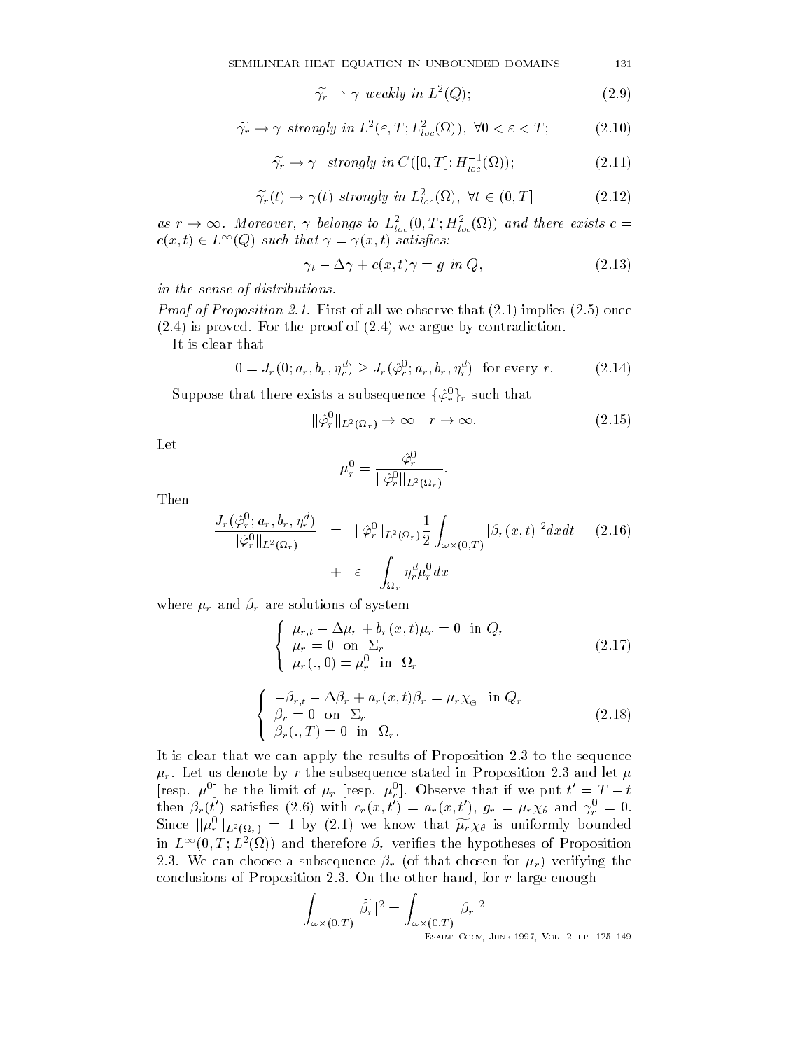$$\widetilde{\gamma_r} \rightharpoonup \gamma \text{ weakly in } L^2(Q); \tag{2.9}$$

$$\widetilde{\gamma_r} \to \gamma \text{ strongly in } L^2(\varepsilon, T; L^2_{loc}(\Omega)), \ \forall 0 < \varepsilon < T; \tag{2.10}$$

$$\widetilde{\gamma_r} \to \gamma \text{ strongly in } C([0,T]; H^{-1}_{loc}(\Omega)); \tag{2.11}$$

$$\widetilde{\gamma_r}(t) \to \gamma(t) \text{ strongly in } L^2_{loc}(\Omega), \ \forall t \in (0,T] \tag{2.12}$$

*as* $r \to \infty$*. Moreover,* $\gamma$ *belongs to* $L^2_{loc}(0,T; H^2_{loc}(\Omega))$ *and there exists* $c = c(x,t) \in L^\infty(Q)$ *such that* $\gamma = \gamma(x,t)$ *satisfies:*

$$\gamma_t - \Delta\gamma + c(x,t)\gamma = g \text{ in } Q, \tag{2.13}$$

*in the sense of distributions.*

*Proof of Proposition 2.1.* First of all we observe that (2.1) implies (2.5) once (2.4) is proved. For the proof of (2.4) we argue by contradiction.

It is clear that

$$0 = J_r(0; a_r, b_r, \eta_r^d) \geq J_r(\hat{\varphi}_r^0; a_r, b_r, \eta_r^d) \quad \text{for every } r. \tag{2.14}$$

Suppose that there exists a subsequence $\{\hat{\varphi}_r^0\}_r$ such that

$$\|\hat{\varphi}_r^0\|_{L^2(\Omega_r)} \to \infty \quad r \to \infty. \tag{2.15}$$

Let

$$\mu_r^0 = \frac{\hat{\varphi}_r^0}{\|\hat{\varphi}_r^0\|_{L^2(\Omega_r)}}.$$

Then

$$\begin{aligned} \frac{J_r(\hat{\varphi}_r^0; a_r, b_r, \eta_r^d)}{\|\hat{\varphi}_r^0\|_{L^2(\Omega_r)}} &= \|\hat{\varphi}_r^0\|_{L^2(\Omega_r)} \frac{1}{2} \int_{\omega \times (0,T)} |\beta_r(x,t)|^2 dx dt \\ &+ \varepsilon - \int_{\Omega_r} \eta_r^d \mu_r^0 dx \end{aligned} \tag{2.16}$$

where $\mu_r$ and $\beta_r$ are solutions of system

$$\begin{cases} \mu_{r,t} - \Delta\mu_r + b_r(x,t)\mu_r = 0 & \text{in } Q_r \\ \mu_r = 0 & \text{on } \Sigma_r \\ \mu_r(.,0) = \mu_r^0 & \text{in } \Omega_r \end{cases} \tag{2.17}$$

$$\begin{cases} -\beta_{r,t} - \Delta\beta_r + a_r(x,t)\beta_r = \mu_r \chi_\Theta & \text{in } Q_r \\ \beta_r = 0 & \text{on } \Sigma_r \\ \beta_r(.,T) = 0 & \text{in } \Omega_r. \end{cases} \tag{2.18}$$

It is clear that we can apply the results of Proposition 2.3 to the sequence $\mu_r$. Let us denote by $r$ the subsequence stated in Proposition 2.3 and let $\mu$ [resp. $\mu^0$] be the limit of $\mu_r$ [resp. $\mu_r^0$]. Observe that if we put $t' = T - t$ then $\beta_r(t')$ satisfies (2.6) with $c_r(x,t') = a_r(x,t')$, $g_r = \mu_r \chi_\theta$ and $\gamma_r^0 = 0$. Since $\|\mu_r^0\|_{L^2(\Omega_r)} = 1$ by (2.1) we know that $\widetilde{\mu_r}\chi_\theta$ is uniformly bounded in $L^\infty(0,T; L^2(\Omega))$ and therefore $\beta_r$ verifies the hypotheses of Proposition 2.3. We can choose a subsequence $\beta_r$ (of that chosen for $\mu_r$) verifying the conclusions of Proposition 2.3. On the other hand, for $r$ large enough

$$\int_{\omega\times(0,T)} |\widetilde{\beta_r}|^2 = \int_{\omega\times(0,T)} |\beta_r|^2$$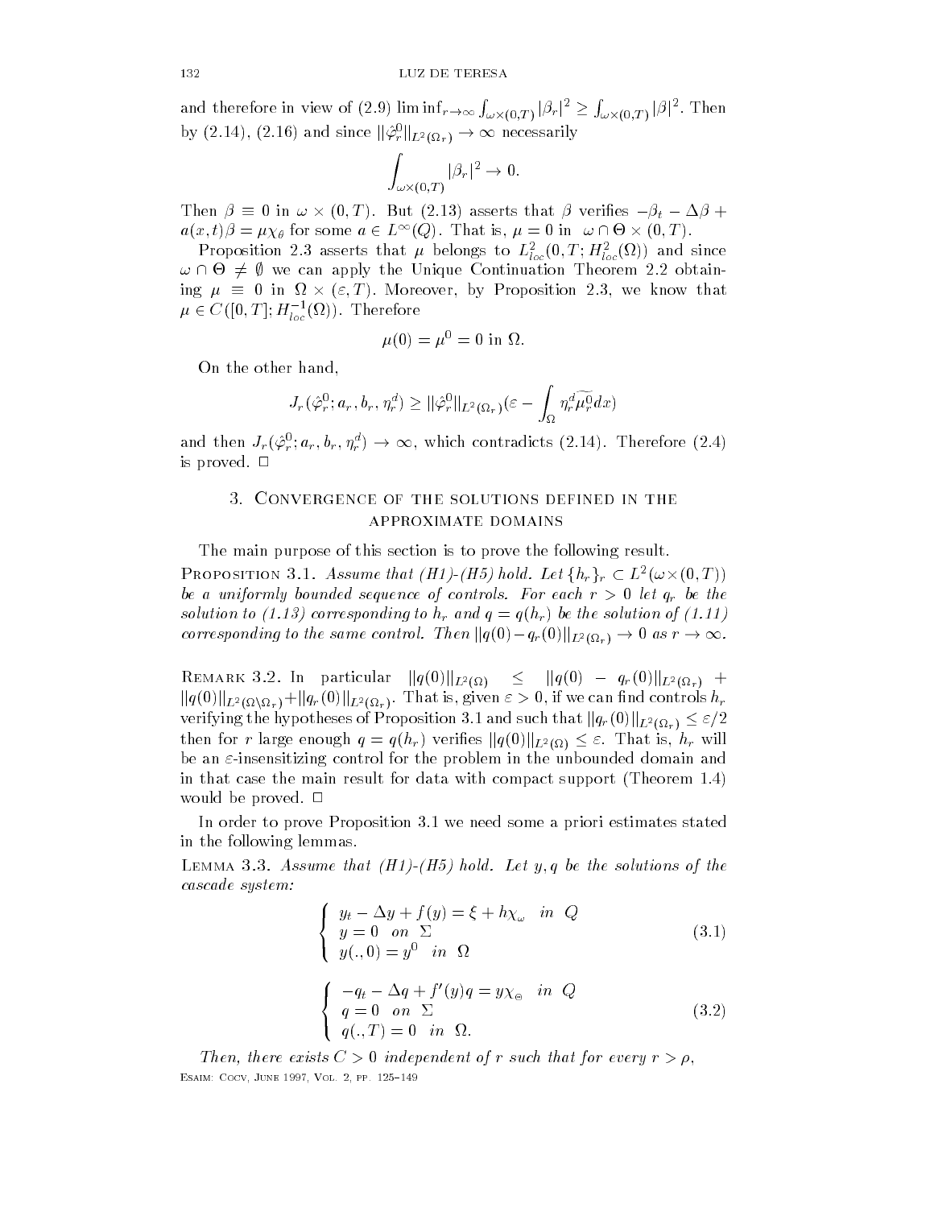and therefore in view of (2.9) $\liminf_{r\to\infty} \int_{\omega\times(0,T)} |\beta_r|^2 \geq \int_{\omega\times(0,T)} |\beta|^2$. Then by (2.14), (2.16) and since $\|\hat{\varphi}_r^0\|_{L^2(\Omega_r)} \to \infty$ necessarily

$$\int_{\omega\times(0,T)} |\beta_r|^2 \to 0.$$

Then $\beta \equiv 0$ in $\omega \times (0,T)$. But (2.13) asserts that $\beta$ verifies $-\beta_t - \Delta\beta + a(x,t)\beta = \mu\chi_\theta$ for some $a \in L^\infty(Q)$. That is, $\mu = 0$ in $\omega \cap \Theta \times (0,T)$.

Proposition 2.3 asserts that $\mu$ belongs to $L^2_{loc}(0,T; H^2_{loc}(\Omega))$ and since $\omega \cap \Theta \neq \emptyset$ we can apply the Unique Continuation Theorem 2.2 obtaining $\mu \equiv 0$ in $\Omega \times (\varepsilon, T)$. Moreover, by Proposition 2.3, we know that $\mu \in C([0,T]; H^{-1}_{loc}(\Omega))$. Therefore

$$\mu(0) = \mu^0 = 0 \text{ in } \Omega.$$

On the other hand,

$$J_r(\hat{\varphi}_r^0; a_r, b_r, \eta_r^d) \geq \|\hat{\varphi}_r^0\|_{L^2(\Omega_r)}(\varepsilon - \int_\Omega \eta_r^d \widetilde{\mu_r^0} dx)$$

and then $J_r(\hat{\varphi}_r^0; a_r, b_r, \eta_r^d) \to \infty$, which contradicts (2.14). Therefore (2.4) is proved. $\square$

## 3. Convergence of the solutions defined in the approximate domains

The main purpose of this section is to prove the following result.

**Proposition 3.1.** *Assume that (H1)-(H5) hold. Let $\{h_r\}_r \subset L^2(\omega\times(0,T))$ be a uniformly bounded sequence of controls. For each $r > 0$ let $q_r$ be the solution to (1.13) corresponding to $h_r$ and $q = q(h_r)$ be the solution of (1.11) corresponding to the same control. Then $\|q(0) - q_r(0)\|_{L^2(\Omega_r)} \to 0$ as $r \to \infty$.*

**Remark 3.2.** In particular $\|q(0)\|_{L^2(\Omega)} \leq \|q(0) - q_r(0)\|_{L^2(\Omega_r)} + \|q(0)\|_{L^2(\Omega\setminus\Omega_r)} + \|q_r(0)\|_{L^2(\Omega_r)}$. That is, given $\varepsilon > 0$, if we can find controls $h_r$ verifying the hypotheses of Proposition 3.1 and such that $\|q_r(0)\|_{L^2(\Omega_r)} \leq \varepsilon/2$ then for $r$ large enough $q = q(h_r)$ verifies $\|q(0)\|_{L^2(\Omega)} \leq \varepsilon$. That is, $h_r$ will be an $\varepsilon$-insensitizing control for the problem in the unbounded domain and in that case the main result for data with compact support (Theorem 1.4) would be proved. $\square$

In order to prove Proposition 3.1 we need some a priori estimates stated in the following lemmas.

**Lemma 3.3.** *Assume that (H1)-(H5) hold. Let $y, q$ be the solutions of the cascade system:*

$$\begin{cases} y_t - \Delta y + f(y) = \xi + h\chi_\omega & \text{in } Q \\ y = 0 & \text{on } \Sigma \\ y(.,0) = y^0 & \text{in } \Omega \end{cases} \tag{3.1}$$

$$\begin{cases} -q_t - \Delta q + f'(y)q = y\chi_\Theta & \text{in } Q \\ q = 0 & \text{on } \Sigma \\ q(.,T) = 0 & \text{in } \Omega. \end{cases} \tag{3.2}$$

*Then, there exists $C > 0$ independent of $r$ such that for every $r > \rho$,*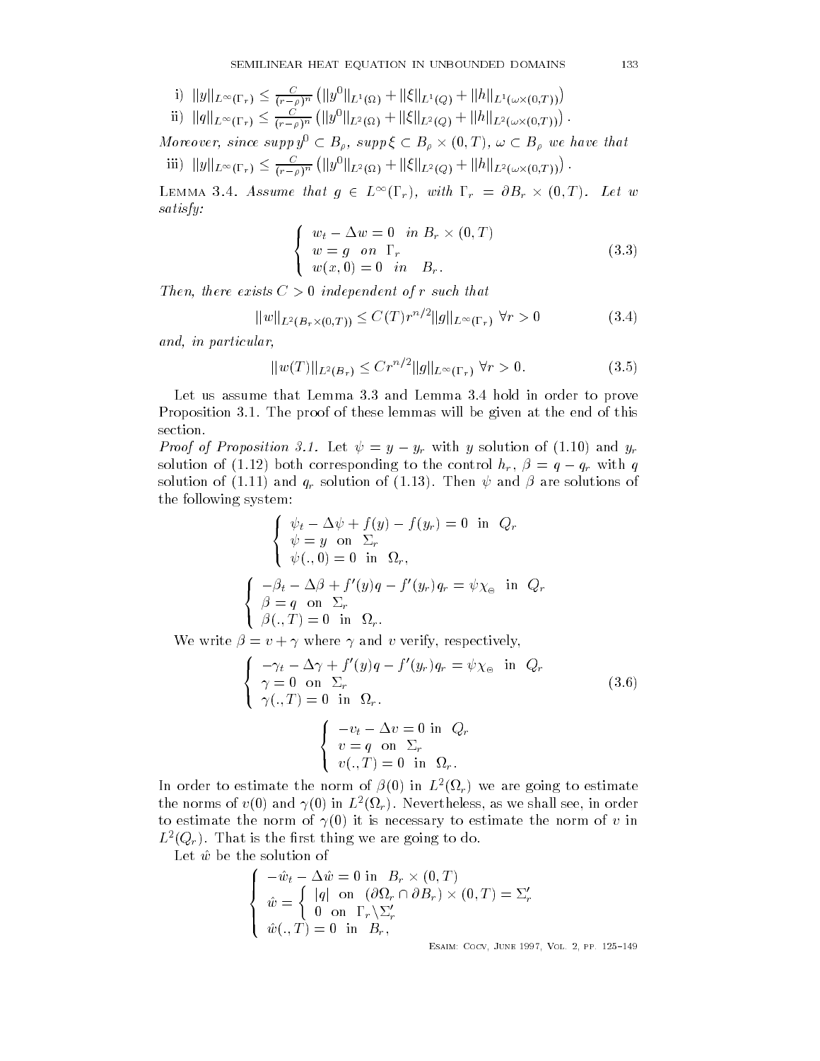i) $||y||_{L^\infty(\Gamma_r)} \leq \frac{C}{(r-\rho)^n}\left(||y^0||_{L^1(\Omega)} + ||\xi||_{L^1(Q)} + ||h||_{L^1(\omega\times(0,T))}\right)$

ii) $||q||_{L^\infty(\Gamma_r)} \leq \frac{C}{(r-\rho)^n}\left(||y^0||_{L^2(\Omega)} + ||\xi||_{L^2(Q)} + ||h||_{L^2(\omega\times(0,T))}\right)$.

*Moreover, since* $supp\, y^0 \subset B_\rho$, $supp\, \xi \subset B_\rho \times (0,T)$, $\omega \subset B_\rho$ *we have that*

iii) $||y||_{L^\infty(\Gamma_r)} \leq \frac{C}{(r-\rho)^n}\left(||y^0||_{L^2(\Omega)} + ||\xi||_{L^2(Q)} + ||h||_{L^2(\omega\times(0,T))}\right)$.

Lemma 3.4. *Assume that* $g \in L^\infty(\Gamma_r)$, *with* $\Gamma_r = \partial B_r \times (0,T)$. *Let* $w$ *satisfy:*

$$\left\{\begin{array}{l} w_t - \Delta w = 0 \quad in\ B_r \times (0,T) \\ w = g \quad on\ \ \Gamma_r \\ w(x,0) = 0 \quad in \quad B_r. \end{array}\right. \tag{3.3}$$

*Then, there exists* $C > 0$ *independent of* $r$ *such that*

$$||w||_{L^2(B_r\times(0,T))} \leq C(T)r^{n/2}||g||_{L^\infty(\Gamma_r)}\ \forall r > 0 \tag{3.4}$$

*and, in particular,*

$$||w(T)||_{L^2(B_r)} \leq Cr^{n/2}||g||_{L^\infty(\Gamma_r)}\ \forall r > 0. \tag{3.5}$$

Let us assume that Lemma 3.3 and Lemma 3.4 hold in order to prove Proposition 3.1. The proof of these lemmas will be given at the end of this section.

*Proof of Proposition 3.1.* Let $\psi = y - y_r$ with $y$ solution of (1.10) and $y_r$ solution of (1.12) both corresponding to the control $h_r$, $\beta = q - q_r$ with $q$ solution of (1.11) and $q_r$ solution of (1.13). Then $\psi$ and $\beta$ are solutions of the following system:

$$\left\{\begin{array}{l} \psi_t - \Delta\psi + f(y) - f(y_r) = 0 \ \text{ in } \ Q_r \\ \psi = y \ \text{ on } \ \Sigma_r \\ \psi(.,0) = 0 \ \text{ in } \ \Omega_r, \end{array}\right.$$

$$\left\{\begin{array}{l} -\beta_t - \Delta\beta + f'(y)q - f'(y_r)q_r = \psi\chi_\Theta \ \text{ in } \ Q_r \\ \beta = q \ \text{ on } \ \Sigma_r \\ \beta(.,T) = 0 \ \text{ in } \ \Omega_r. \end{array}\right.$$

We write $\beta = v + \gamma$ where $\gamma$ and $v$ verify, respectively,

$$\left\{\begin{array}{l} -\gamma_t - \Delta\gamma + f'(y)q - f'(y_r)q_r = \psi\chi_\Theta \ \text{ in } \ Q_r \\ \gamma = 0 \ \text{ on } \ \Sigma_r \\ \gamma(.,T) = 0 \ \text{ in } \ \Omega_r. \end{array}\right. \tag{3.6}$$

$$\left\{\begin{array}{l} -v_t - \Delta v = 0 \text{ in } \ Q_r \\ v = q \ \text{ on } \ \Sigma_r \\ v(.,T) = 0 \ \text{ in } \ \Omega_r. \end{array}\right.$$

In order to estimate the norm of $\beta(0)$ in $L^2(\Omega_r)$ we are going to estimate the norms of $v(0)$ and $\gamma(0)$ in $L^2(\Omega_r)$. Nevertheless, as we shall see, in order to estimate the norm of $\gamma(0)$ it is necessary to estimate the norm of $v$ in $L^2(Q_r)$. That is the first thing we are going to do.

Let $\hat{w}$ be the solution of

$$\left\{\begin{array}{l} -\hat{w}_t - \Delta\hat{w} = 0 \text{ in } \ B_r \times (0,T) \\ \hat{w} = \left\{\begin{array}{l} |q| \ \text{ on } \ (\partial\Omega_r \cap \partial B_r) \times (0,T) = \Sigma_r' \\ 0 \ \text{ on } \ \Gamma_r \backslash \Sigma_r' \end{array}\right. \\ \hat{w}(.,T) = 0 \ \text{ in } \ B_r, \end{array}\right.$$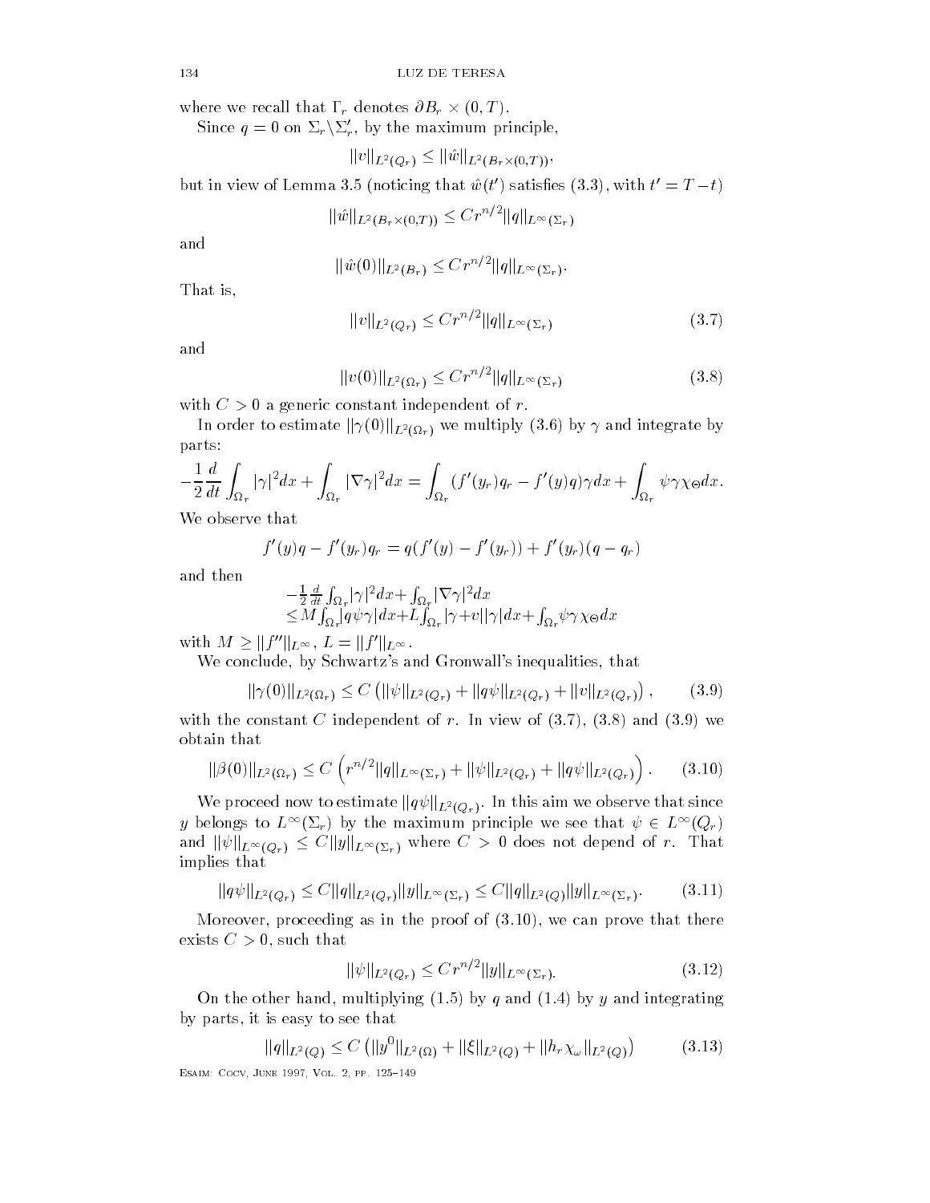where we recall that $\Gamma_r$ denotes $\partial B_r \times (0,T)$.

Since $q = 0$ on $\Sigma_r \backslash \Sigma'_r$, by the maximum principle,

$$||v||_{L^2(Q_r)} \le ||\hat{w}||_{L^2(B_r\times(0,T))},$$

but in view of Lemma 3.5 (noticing that $\hat{w}(t')$ satisfies (3.3), with $t' = T - t$)

$$||\hat{w}||_{L^2(B_r\times(0,T))} \le C r^{n/2} ||q||_{L^\infty(\Sigma_r)}$$

and

$$||\hat{w}(0)||_{L^2(B_r)} \le C r^{n/2} ||q||_{L^\infty(\Sigma_r)}.$$

That is,

$$||v||_{L^2(Q_r)} \le C r^{n/2} ||q||_{L^\infty(\Sigma_r)} \tag{3.7}$$

and

$$||v(0)||_{L^2(\Omega_r)} \le C r^{n/2} ||q||_{L^\infty(\Sigma_r)} \tag{3.8}$$

with $C > 0$ a generic constant independent of $r$.

In order to estimate $||\gamma(0)||_{L^2(\Omega_r)}$ we multiply (3.6) by $\gamma$ and integrate by parts:

$$-\frac{1}{2}\frac{d}{dt}\int_{\Omega_r} |\gamma|^2 dx + \int_{\Omega_r} |\nabla\gamma|^2 dx = \int_{\Omega_r} (f'(y_r)q_r - f'(y)q)\gamma dx + \int_{\Omega_r} \psi\gamma\chi_\Theta dx.$$

We observe that

$$f'(y)q - f'(y_r)q_r = q(f'(y) - f'(y_r)) + f'(y_r)(q - q_r)$$

and then

$$\begin{aligned} &-\tfrac{1}{2}\tfrac{d}{dt}\int_{\Omega_r}|\gamma|^2 dx + \int_{\Omega_r}|\nabla\gamma|^2 dx \\ &\le M\int_{\Omega_r}|q\psi\gamma| dx + L\int_{\Omega_r}|\gamma + v||\gamma| dx + \int_{\Omega_r}\psi\gamma\chi_\Theta dx \end{aligned}$$

with $M \ge ||f''||_{L^\infty}$, $L = ||f'||_{L^\infty}$.

We conclude, by Schwartz's and Gronwall's inequalities, that

$$||\gamma(0)||_{L^2(\Omega_r)} \le C\left(||\psi||_{L^2(Q_r)} + ||q\psi||_{L^2(Q_r)} + ||v||_{L^2(Q_r)}\right), \tag{3.9}$$

with the constant $C$ independent of $r$. In view of (3.7), (3.8) and (3.9) we obtain that

$$||\beta(0)||_{L^2(\Omega_r)} \le C\left(r^{n/2}||q||_{L^\infty(\Sigma_r)} + ||\psi||_{L^2(Q_r)} + ||q\psi||_{L^2(Q_r)}\right). \tag{3.10}$$

We proceed now to estimate $||q\psi||_{L^2(Q_r)}$. In this aim we observe that since $y$ belongs to $L^\infty(\Sigma_r)$ by the maximum principle we see that $\psi \in L^\infty(Q_r)$ and $||\psi||_{L^\infty(Q_r)} \le C||y||_{L^\infty(\Sigma_r)}$ where $C > 0$ does not depend of $r$. That implies that

$$||q\psi||_{L^2(Q_r)} \le C||q||_{L^2(Q_r)}||y||_{L^\infty(\Sigma_r)} \le C||q||_{L^2(Q)}||y||_{L^\infty(\Sigma_r)}. \tag{3.11}$$

Moreover, proceeding as in the proof of (3.10), we can prove that there exists $C > 0$, such that

$$||\psi||_{L^2(Q_r)} \le C r^{n/2}||y||_{L^\infty(\Sigma_r)}. \tag{3.12}$$

On the other hand, multiplying (1.5) by $q$ and (1.4) by $y$ and integrating by parts, it is easy to see that

$$||q||_{L^2(Q)} \le C\left(||y^0||_{L^2(\Omega)} + ||\xi||_{L^2(Q)} + ||h_r\chi_\omega||_{L^2(Q)}\right) \tag{3.13}$$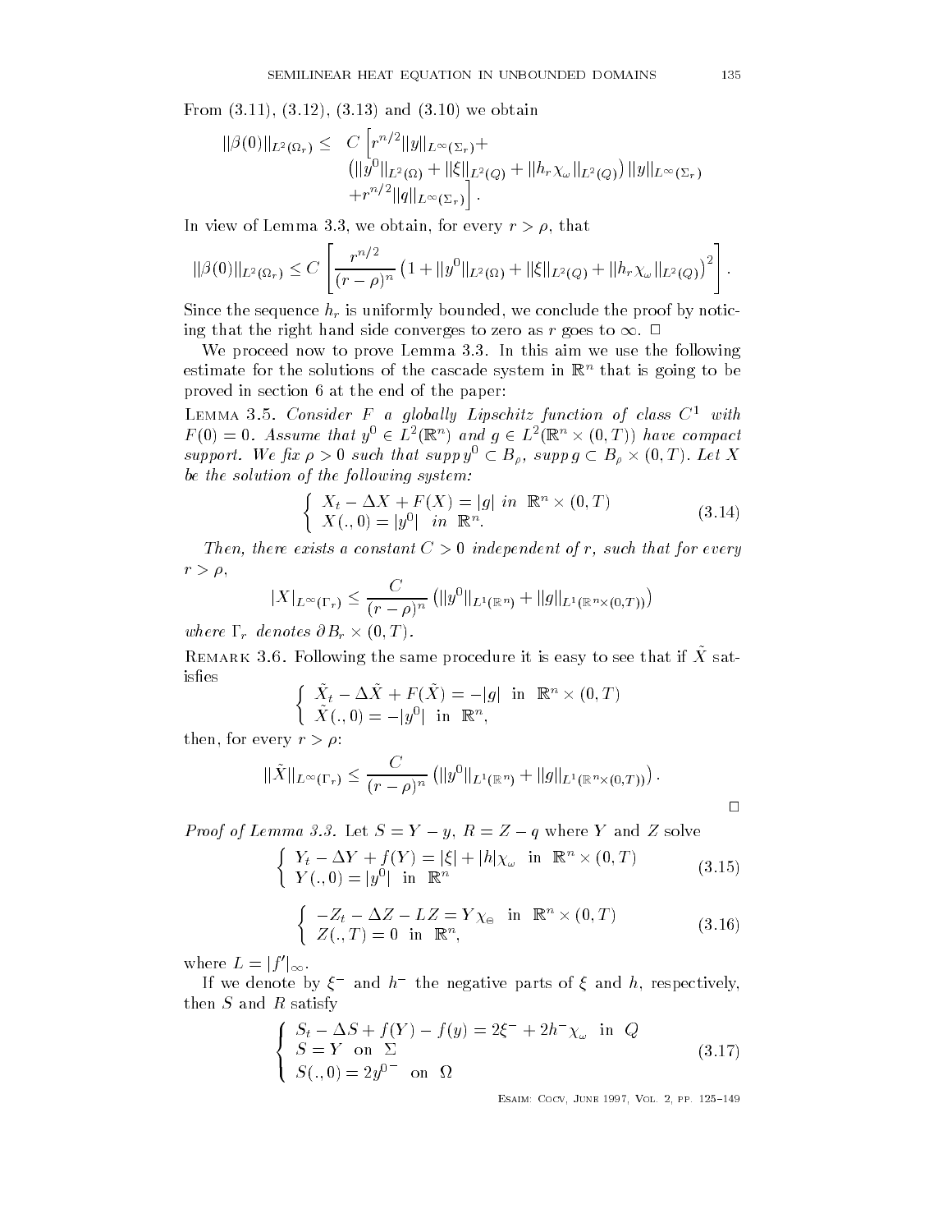From (3.11), (3.12), (3.13) and (3.10) we obtain

$$\|\beta(0)\|_{L^2(\Omega_r)} \leq C \Big[ r^{n/2} \|y\|_{L^\infty(\Sigma_r)} + \left( \|y^0\|_{L^2(\Omega)} + \|\xi\|_{L^2(Q)} + \|h_r \chi_\omega\|_{L^2(Q)} \right) \|y\|_{L^\infty(\Sigma_r)} + r^{n/2} \|q\|_{L^\infty(\Sigma_r)} \Big].$$

In view of Lemma 3.3, we obtain, for every $r > \rho$, that

$$\|\beta(0)\|_{L^2(\Omega_r)} \leq C \left[ \frac{r^{n/2}}{(r-\rho)^n} \left( 1 + \|y^0\|_{L^2(\Omega)} + \|\xi\|_{L^2(Q)} + \|h_r \chi_\omega\|_{L^2(Q)} \right)^2 \right].$$

Since the sequence $h_r$ is uniformly bounded, we conclude the proof by noticing that the right hand side converges to zero as $r$ goes to $\infty$. □

We proceed now to prove Lemma 3.3. In this aim we use the following estimate for the solutions of the cascade system in $\mathbb{R}^n$ that is going to be proved in section 6 at the end of the paper:

LEMMA 3.5. *Consider $F$ a globally Lipschitz function of class $C^1$ with $F(0) = 0$. Assume that $y^0 \in L^2(\mathbb{R}^n)$ and $g \in L^2(\mathbb{R}^n \times (0,T))$ have compact support. We fix $\rho > 0$ such that $supp\, y^0 \subset B_\rho$, $supp\, g \subset B_\rho \times (0,T)$. Let $X$ be the solution of the following system:*

$$\begin{cases} X_t - \Delta X + F(X) = |g| \text{ in } \mathbb{R}^n \times (0,T) \\ X(.,0) = |y^0| \text{ in } \mathbb{R}^n. \end{cases} \tag{3.14}$$

*Then, there exists a constant $C > 0$ independent of $r$, such that for every $r > \rho$,*

$$|X|_{L^\infty(\Gamma_r)} \leq \frac{C}{(r-\rho)^n} \left( \|y^0\|_{L^1(\mathbb{R}^n)} + \|g\|_{L^1(\mathbb{R}^n \times (0,T))} \right)$$

*where $\Gamma_r$ denotes $\partial B_r \times (0,T)$.*

REMARK 3.6. Following the same procedure it is easy to see that if $\tilde{X}$ satisfies

$$\begin{cases} \tilde{X}_t - \Delta \tilde{X} + F(\tilde{X}) = -|g| \text{ in } \mathbb{R}^n \times (0,T) \\ \tilde{X}(.,0) = -|y^0| \text{ in } \mathbb{R}^n, \end{cases}$$

then, for every $r > \rho$:

$$\|\tilde{X}\|_{L^\infty(\Gamma_r)} \leq \frac{C}{(r-\rho)^n} \left( \|y^0\|_{L^1(\mathbb{R}^n)} + \|g\|_{L^1(\mathbb{R}^n \times (0,T))} \right).$$

□

*Proof of Lemma 3.3.* Let $S = Y - y$, $R = Z - q$ where $Y$ and $Z$ solve

$$\begin{cases} Y_t - \Delta Y + f(Y) = |\xi| + |h|\chi_\omega \text{ in } \mathbb{R}^n \times (0,T) \\ Y(.,0) = |y^0| \text{ in } \mathbb{R}^n \end{cases} \tag{3.15}$$

$$\begin{cases} -Z_t - \Delta Z - LZ = Y\chi_\Theta \text{ in } \mathbb{R}^n \times (0,T) \\ Z(.,T) = 0 \text{ in } \mathbb{R}^n, \end{cases} \tag{3.16}$$

where $L = |f'|_\infty$.

If we denote by $\xi^-$ and $h^-$ the negative parts of $\xi$ and $h$, respectively, then $S$ and $R$ satisfy

$$\begin{cases} S_t - \Delta S + f(Y) - f(y) = 2\xi^- + 2h^-\chi_\omega \text{ in } Q \\ S = Y \text{ on } \Sigma \\ S(.,0) = 2y^{0-} \text{ on } \Omega \end{cases} \tag{3.17}$$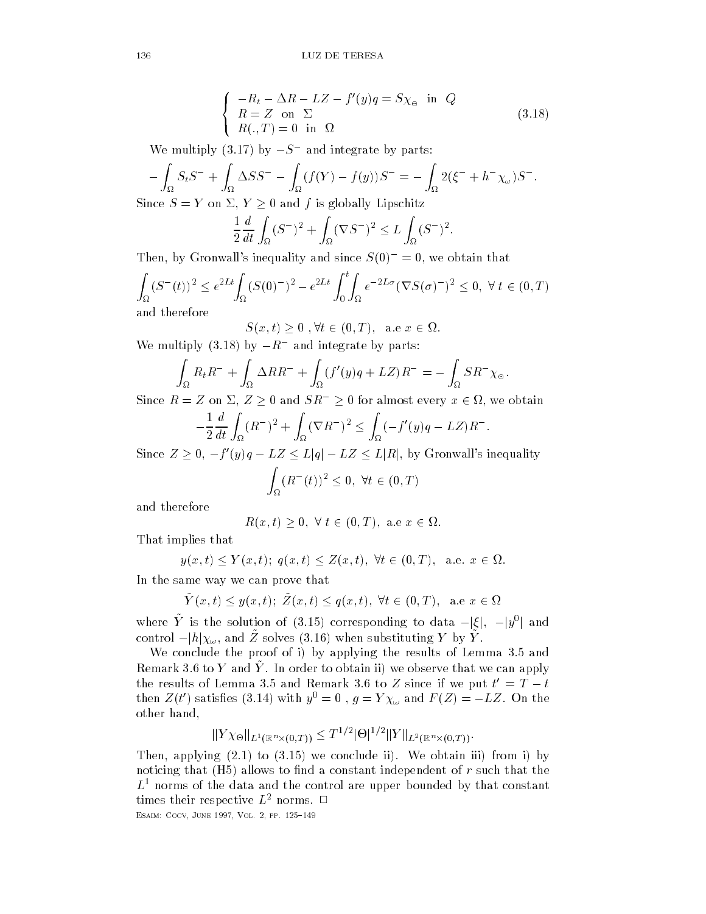$$
\begin{cases}
-R_t - \Delta R - LZ - f'(y)q = S\chi_{\Theta} & \text{in } Q \\
R = Z & \text{on } \Sigma \\
R(.,T) = 0 & \text{in } \Omega
\end{cases}
\tag{3.18}
$$

We multiply (3.17) by $-S^-$ and integrate by parts:

$$
-\int_\Omega S_t S^- + \int_\Omega \Delta S S^- - \int_\Omega (f(Y) - f(y))S^- = -\int_\Omega 2(\xi^- + h^- \chi_\omega)S^-.
$$

Since $S = Y$ on $\Sigma$, $Y \geq 0$ and $f$ is globally Lipschitz

$$
\frac{1}{2}\frac{d}{dt}\int_\Omega (S^-)^2 + \int_\Omega (\nabla S^-)^2 \leq L \int_\Omega (S^-)^2.
$$

Then, by Gronwall's inequality and since $S(0)^- = 0$, we obtain that

$$
\int_\Omega (S^-(t))^2 \leq e^{2Lt}\int_\Omega (S(0)^-)^2 - e^{2Lt}\int_0^t\int_\Omega e^{-2L\sigma}(\nabla S(\sigma)^-)^2 \leq 0, \ \forall\, t \in (0,T)
$$

and therefore

$$
S(x,t) \geq 0 \ , \forall t \in (0,T), \ \text{ a.e } x \in \Omega.
$$

We multiply (3.18) by $-R^-$ and integrate by parts:

$$
\int_\Omega R_t R^- + \int_\Omega \Delta R R^- + \int_\Omega (f'(y)q + LZ)R^- = -\int_\Omega S R^- \chi_\Theta.
$$

Since $R = Z$ on $\Sigma$, $Z \geq 0$ and $SR^- \geq 0$ for almost every $x \in \Omega$, we obtain

$$
-\frac{1}{2}\frac{d}{dt}\int_\Omega (R^-)^2 + \int_\Omega (\nabla R^-)^2 \leq \int_\Omega (-f'(y)q - LZ)R^-.
$$

Since $Z \geq 0$, $-f'(y)q - LZ \leq L|q| - LZ \leq L|R|$, by Gronwall's inequality

$$
\int_\Omega (R^-(t))^2 \leq 0, \ \forall t \in (0,T)
$$

and therefore

$$
R(x,t) \geq 0, \ \forall \ t \in (0,T), \ \text{a.e } x \in \Omega.
$$

That implies that

$$
y(x,t) \leq Y(x,t); \ q(x,t) \leq Z(x,t), \ \forall t \in (0,T), \ \text{ a.e. } x \in \Omega.
$$

In the same way we can prove that

$$
\tilde{Y}(x,t) \leq y(x,t); \ \tilde{Z}(x,t) \leq q(x,t), \ \forall t \in (0,T), \ \text{ a.e } x \in \Omega
$$

where $\tilde{Y}$ is the solution of (3.15) corresponding to data $-|\xi|$, $-|y^0|$ and control $-|h|\chi_\omega$, and $\tilde{Z}$ solves (3.16) when substituting $Y$ by $\tilde{Y}$.

We conclude the proof of i) by applying the results of Lemma 3.5 and Remark 3.6 to $Y$ and $\tilde{Y}$. In order to obtain ii) we observe that we can apply the results of Lemma 3.5 and Remark 3.6 to $Z$ since if we put $t' = T - t$ then $Z(t')$ satisfies (3.14) with $y^0 = 0$ , $g = Y\chi_\omega$ and $F(Z) = -LZ$. On the other hand,

$$
\|Y\chi_\Theta\|_{L^1(\mathbb{R}^n \times (0,T))} \leq T^{1/2}|\Theta|^{1/2}\|Y\|_{L^2(\mathbb{R}^n\times(0,T))}.
$$

Then, applying (2.1) to (3.15) we conclude ii). We obtain iii) from i) by noticing that (H5) allows to find a constant independent of $r$ such that the $L^1$ norms of the data and the control are upper bounded by that constant times their respective $L^2$ norms. □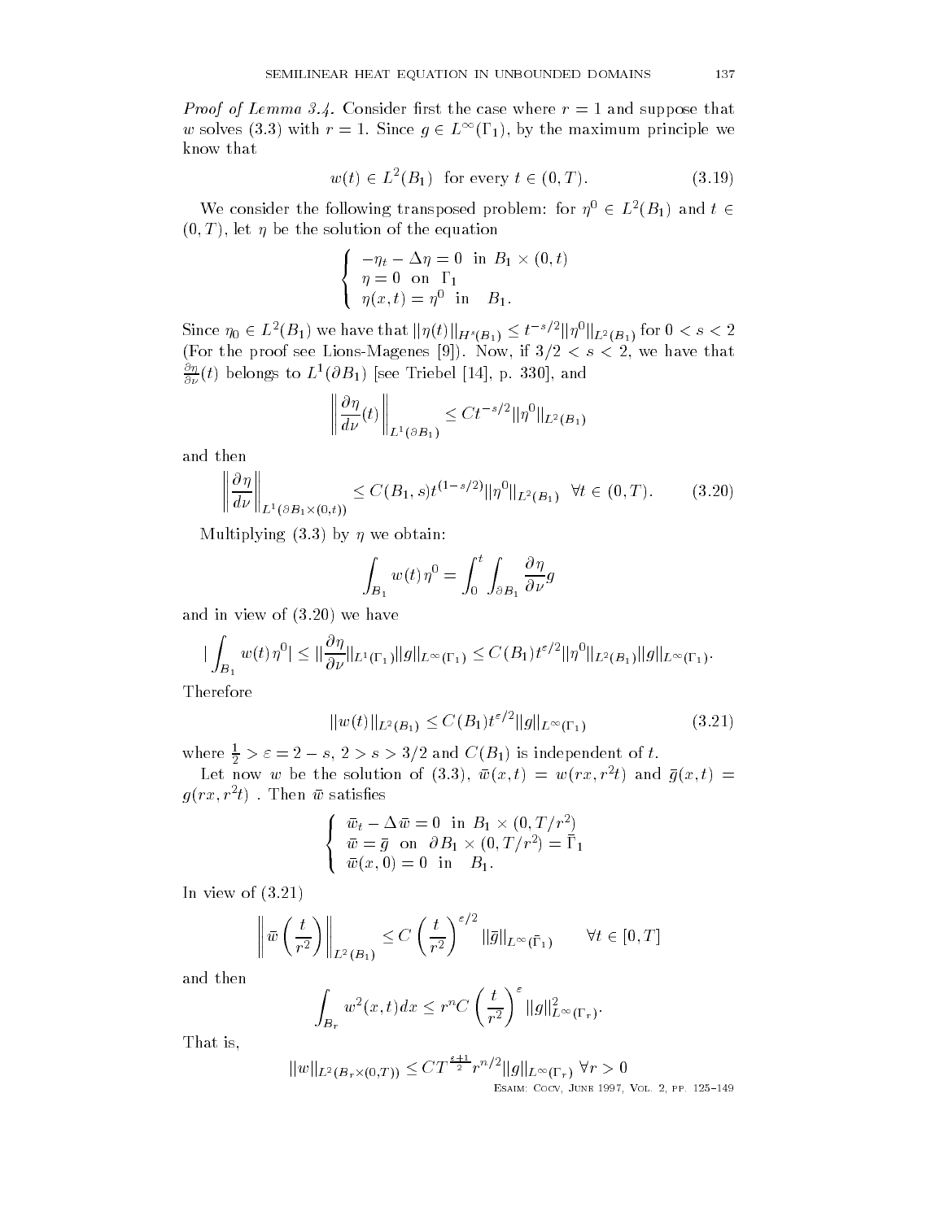*Proof of Lemma 3.4.* Consider first the case where $r = 1$ and suppose that $w$ solves (3.3) with $r = 1$. Since $g \in L^\infty(\Gamma_1)$, by the maximum principle we know that

$$w(t) \in L^2(B_1) \quad \text{for every } t \in (0, T). \tag{3.19}$$

We consider the following transposed problem: for $\eta^0 \in L^2(B_1)$ and $t \in (0, T)$, let $\eta$ be the solution of the equation

$$\begin{cases} -\eta_t - \Delta \eta = 0 \ \text{ in } B_1 \times (0, t) \\ \eta = 0 \ \text{ on } \Gamma_1 \\ \eta(x, t) = \eta^0 \ \text{ in } \ B_1. \end{cases}$$

Since $\eta_0 \in L^2(B_1)$ we have that $\|\eta(t)\|_{H^s(B_1)} \leq t^{-s/2} \|\eta^0\|_{L^2(B_1)}$ for $0 < s < 2$ (For the proof see Lions-Magenes [9]). Now, if $3/2 < s < 2$, we have that $\frac{\partial \eta}{\partial \nu}(t)$ belongs to $L^1(\partial B_1)$ [see Triebel [14], p. 330], and

$$\left\| \frac{\partial \eta}{d\nu}(t) \right\|_{L^1(\partial B_1)} \leq C t^{-s/2} \|\eta^0\|_{L^2(B_1)}$$

and then

$$\left\| \frac{\partial \eta}{d\nu} \right\|_{L^1(\partial B_1 \times (0,t))} \leq C(B_1, s) t^{(1-s/2)} \|\eta^0\|_{L^2(B_1)} \quad \forall t \in (0, T). \tag{3.20}$$

Multiplying (3.3) by $\eta$ we obtain:

$$\int_{B_1} w(t) \eta^0 = \int_0^t \int_{\partial B_1} \frac{\partial \eta}{\partial \nu} g$$

and in view of (3.20) we have

$$\left| \int_{B_1} w(t) \eta^0 \right| \leq \left\| \frac{\partial \eta}{\partial \nu} \right\|_{L^1(\Gamma_1)} \|g\|_{L^\infty(\Gamma_1)} \leq C(B_1) t^{\varepsilon/2} \|\eta^0\|_{L^2(B_1)} \|g\|_{L^\infty(\Gamma_1)}.$$

Therefore

$$\|w(t)\|_{L^2(B_1)} \leq C(B_1) t^{\varepsilon/2} \|g\|_{L^\infty(\Gamma_1)} \tag{3.21}$$

where $\frac{1}{2} > \varepsilon = 2 - s$, $2 > s > 3/2$ and $C(B_1)$ is independent of $t$.

Let now $w$ be the solution of (3.3), $\bar{w}(x, t) = w(rx, r^2 t)$ and $\bar{g}(x, t) = g(rx, r^2 t)$ . Then $\bar{w}$ satisfies

$$\begin{cases} \bar{w}_t - \Delta \bar{w} = 0 \ \text{ in } B_1 \times (0, T/r^2) \\ \bar{w} = \bar{g} \ \text{ on } \ \partial B_1 \times (0, T/r^2) = \bar{\Gamma}_1 \\ \bar{w}(x, 0) = 0 \ \text{ in } \ B_1. \end{cases}$$

In view of (3.21)

$$\left\| \bar{w}\left(\frac{t}{r^2}\right) \right\|_{L^2(B_1)} \leq C \left(\frac{t}{r^2}\right)^{\varepsilon/2} \|\bar{g}\|_{L^\infty(\bar{\Gamma}_1)} \qquad \forall t \in [0, T]$$

and then

$$\int_{B_r} w^2(x, t) dx \leq r^n C \left(\frac{t}{r^2}\right)^{\varepsilon} \|g\|^2_{L^\infty(\Gamma_r)}.$$

That is,

$$\|w\|_{L^2(B_r \times (0,T))} \leq C T^{\frac{\varepsilon+1}{2}} r^{n/2} \|g\|_{L^\infty(\Gamma_r)} \ \forall r > 0$$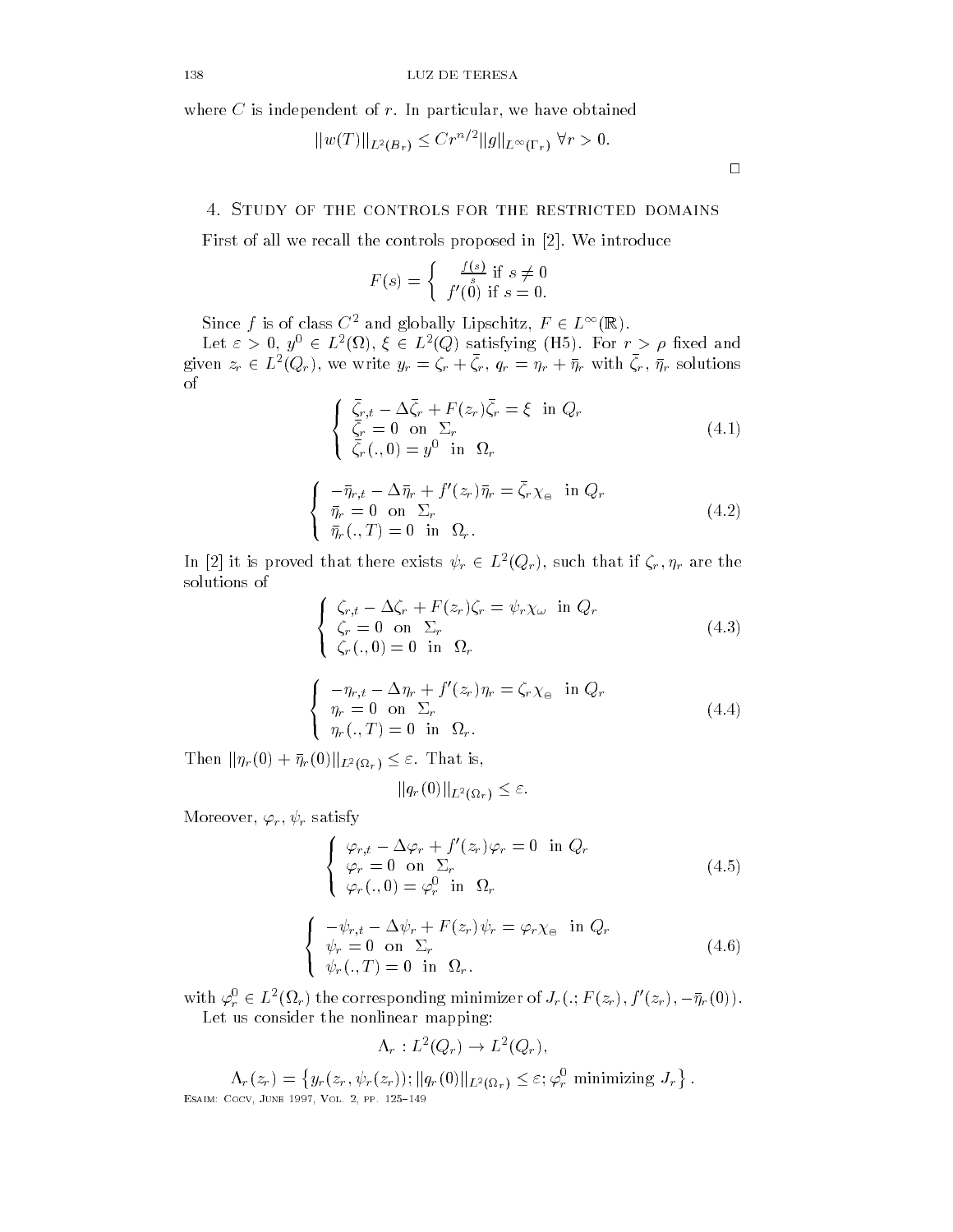where $C$ is independent of $r$. In particular, we have obtained

$$||w(T)||_{L^2(B_r)} \le C r^{n/2} ||g||_{L^\infty(\Gamma_r)} \ \forall r > 0.$$

$\square$

## 4. Study of the controls for the restricted domains

First of all we recall the controls proposed in [2]. We introduce

$$F(s) = \begin{cases} \frac{f(s)}{s} \text{ if } s \neq 0 \\ f'(0) \text{ if } s = 0. \end{cases}$$

Since $f$ is of class $C^2$ and globally Lipschitz, $F \in L^\infty(\mathbb{R})$.

Let $\varepsilon > 0$, $y^0 \in L^2(\Omega)$, $\xi \in L^2(Q)$ satisfying (H5). For $r > \rho$ fixed and given $z_r \in L^2(Q_r)$, we write $y_r = \zeta_r + \bar{\zeta}_r$, $q_r = \eta_r + \bar{\eta}_r$ with $\bar{\zeta}_r$, $\bar{\eta}_r$ solutions of

$$\begin{cases} \bar{\zeta}_{r,t} - \Delta \bar{\zeta}_r + F(z_r)\bar{\zeta}_r = \xi \ \text{ in } Q_r \\ \bar{\zeta}_r = 0 \ \text{ on } \ \Sigma_r \\ \bar{\zeta}_r(.,0) = y^0 \ \text{ in } \ \Omega_r \end{cases} \tag{4.1}$$

$$\begin{cases} -\bar{\eta}_{r,t} - \Delta \bar{\eta}_r + f'(z_r)\bar{\eta}_r = \bar{\zeta}_r \chi_\Theta \ \text{ in } Q_r \\ \bar{\eta}_r = 0 \ \text{ on } \ \Sigma_r \\ \bar{\eta}_r(.,T) = 0 \ \text{ in } \ \Omega_r. \end{cases} \tag{4.2}$$

In [2] it is proved that there exists $\psi_r \in L^2(Q_r)$, such that if $\zeta_r, \eta_r$ are the solutions of

$$\begin{cases} \zeta_{r,t} - \Delta \zeta_r + F(z_r)\zeta_r = \psi_r \chi_\omega \ \text{ in } Q_r \\ \zeta_r = 0 \ \text{ on } \ \Sigma_r \\ \zeta_r(.,0) = 0 \ \text{ in } \ \Omega_r \end{cases} \tag{4.3}$$

$$\begin{cases} -\eta_{r,t} - \Delta \eta_r + f'(z_r)\eta_r = \zeta_r \chi_\Theta \ \text{ in } Q_r \\ \eta_r = 0 \ \text{ on } \ \Sigma_r \\ \eta_r(.,T) = 0 \ \text{ in } \ \Omega_r. \end{cases} \tag{4.4}$$

Then $||\eta_r(0) + \bar{\eta}_r(0)||_{L^2(\Omega_r)} \le \varepsilon$. That is,

$$||q_r(0)||_{L^2(\Omega_r)} \le \varepsilon.$$

Moreover, $\varphi_r$, $\psi_r$ satisfy

$$\begin{cases} \varphi_{r,t} - \Delta \varphi_r + f'(z_r)\varphi_r = 0 \ \text{ in } Q_r \\ \varphi_r = 0 \ \text{ on } \ \Sigma_r \\ \varphi_r(.,0) = \varphi_r^0 \ \text{ in } \ \Omega_r \end{cases} \tag{4.5}$$

$$\begin{cases} -\psi_{r,t} - \Delta \psi_r + F(z_r)\psi_r = \varphi_r \chi_\Theta \ \text{ in } Q_r \\ \psi_r = 0 \ \text{ on } \ \Sigma_r \\ \psi_r(.,T) = 0 \ \text{ in } \ \Omega_r. \end{cases} \tag{4.6}$$

with $\varphi_r^0 \in L^2(\Omega_r)$ the corresponding minimizer of $J_r(.; F(z_r), f'(z_r), -\bar{\eta}_r(0))$.

Let us consider the nonlinear mapping:

$$\Lambda_r : L^2(Q_r) \to L^2(Q_r),$$

$$\Lambda_r(z_r) = \left\{ y_r(z_r, \psi_r(z_r)); ||q_r(0)||_{L^2(\Omega_r)} \le \varepsilon; \varphi_r^0 \text{ minimizing } J_r \right\}.$$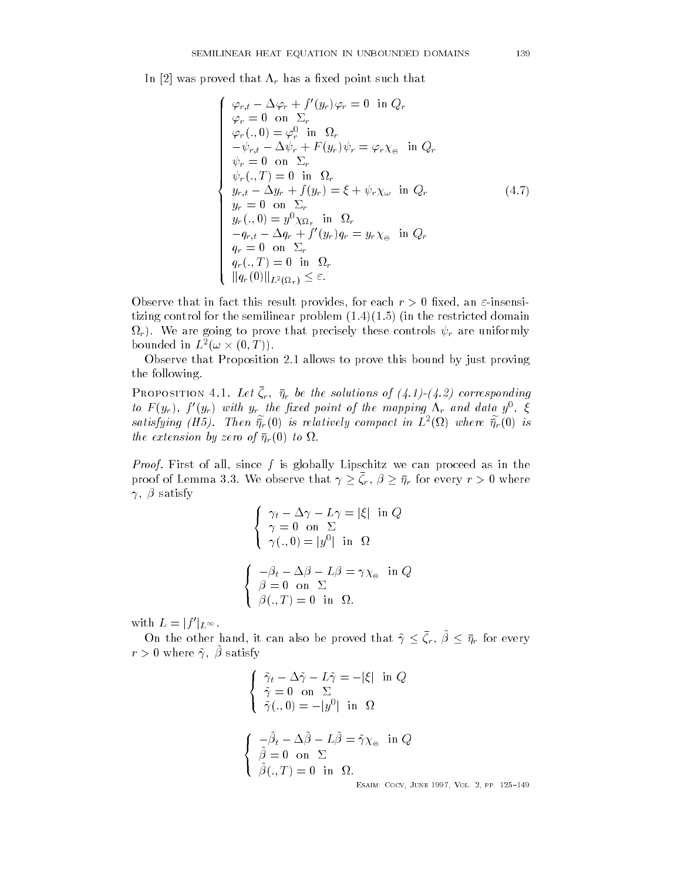In [2] was proved that $\Lambda_r$ has a fixed point such that

$$
\left\{
\begin{array}{l}
\varphi_{r,t} - \Delta\varphi_r + f'(y_r)\varphi_r = 0 \;\; \text{in } Q_r \\
\varphi_r = 0 \;\; \text{on } \Sigma_r \\
\varphi_r(.,0) = \varphi_r^0 \;\; \text{in } \Omega_r \\
-\psi_{r,t} - \Delta\psi_r + F(y_r)\psi_r = \varphi_r\chi_{\Theta} \;\; \text{in } Q_r \\
\psi_r = 0 \;\; \text{on } \Sigma_r \\
\psi_r(.,T) = 0 \;\; \text{in } \Omega_r \\
y_{r,t} - \Delta y_r + f(y_r) = \xi + \psi_r\chi_\omega \;\; \text{in } Q_r \\
y_r = 0 \;\; \text{on } \Sigma_r \\
y_r(.,0) = y^0\chi_{\Omega_r} \;\; \text{in } \Omega_r \\
-q_{r,t} - \Delta q_r + f'(y_r)q_r = y_r\chi_{\Theta} \;\; \text{in } Q_r \\
q_r = 0 \;\; \text{on } \Sigma_r \\
q_r(.,T) = 0 \;\; \text{in } \Omega_r \\
\|q_r(0)\|_{L^2(\Omega_r)} \le \varepsilon.
\end{array}
\right.
\tag{4.7}
$$

Observe that in fact this result provides, for each $r > 0$ fixed, an $\varepsilon$-insensitizing control for the semilinear problem (1.4)(1.5) (in the restricted domain $\Omega_r$). We are going to prove that precisely these controls $\psi_r$ are uniformly bounded in $L^2(\omega \times (0,T))$.

Observe that Proposition 2.1 allows to prove this bound by just proving the following.

**Proposition 4.1.** *Let $\bar{\zeta}_r$, $\bar{\eta}_r$ be the solutions of (4.1)-(4.2) corresponding to $F(y_r)$, $f'(y_r)$ with $y_r$ the fixed point of the mapping $\Lambda_r$ and data $y^0$, $\xi$ satisfying (H5). Then $\widetilde{\bar{\eta}_r}(0)$ is relatively compact in $L^2(\Omega)$ where $\widetilde{\bar{\eta}_r}(0)$ is the extension by zero of $\bar{\eta}_r(0)$ to $\Omega$.*

*Proof.* First of all, since $f$ is globally Lipschitz we can proceed as in the proof of Lemma 3.3. We observe that $\gamma \ge \bar{\zeta}_r$, $\beta \ge \bar{\eta}_r$ for every $r > 0$ where $\gamma$, $\beta$ satisfy

$$
\left\{
\begin{array}{l}
\gamma_t - \Delta\gamma - L\gamma = |\xi| \;\; \text{in } Q \\
\gamma = 0 \;\; \text{on } \Sigma \\
\gamma(.,0) = |y^0| \;\; \text{in } \Omega
\end{array}
\right.
$$

$$
\left\{
\begin{array}{l}
-\beta_t - \Delta\beta - L\beta = \gamma\chi_{\Theta} \;\; \text{in } Q \\
\beta = 0 \;\; \text{on } \Sigma \\
\beta(.,T) = 0 \;\; \text{in } \Omega.
\end{array}
\right.
$$

with $L = |f'|_{L^\infty}$.

On the other hand, it can also be proved that $\tilde{\gamma} \le \bar{\zeta}_r$, $\tilde{\beta} \le \bar{\eta}_r$ for every $r > 0$ where $\tilde{\gamma}$, $\tilde{\beta}$ satisfy

$$
\left\{
\begin{array}{l}
\tilde{\gamma}_t - \Delta\tilde{\gamma} - L\tilde{\gamma} = -|\xi| \;\; \text{in } Q \\
\tilde{\gamma} = 0 \;\; \text{on } \Sigma \\
\tilde{\gamma}(.,0) = -|y^0| \;\; \text{in } \Omega
\end{array}
\right.
$$

$$
\left\{
\begin{array}{l}
-\tilde{\beta}_t - \Delta\tilde{\beta} - L\tilde{\beta} = \tilde{\gamma}\chi_{\Theta} \;\; \text{in } Q \\
\tilde{\beta} = 0 \;\; \text{on } \Sigma \\
\tilde{\beta}(.,T) = 0 \;\; \text{in } \Omega.
\end{array}
\right.
$$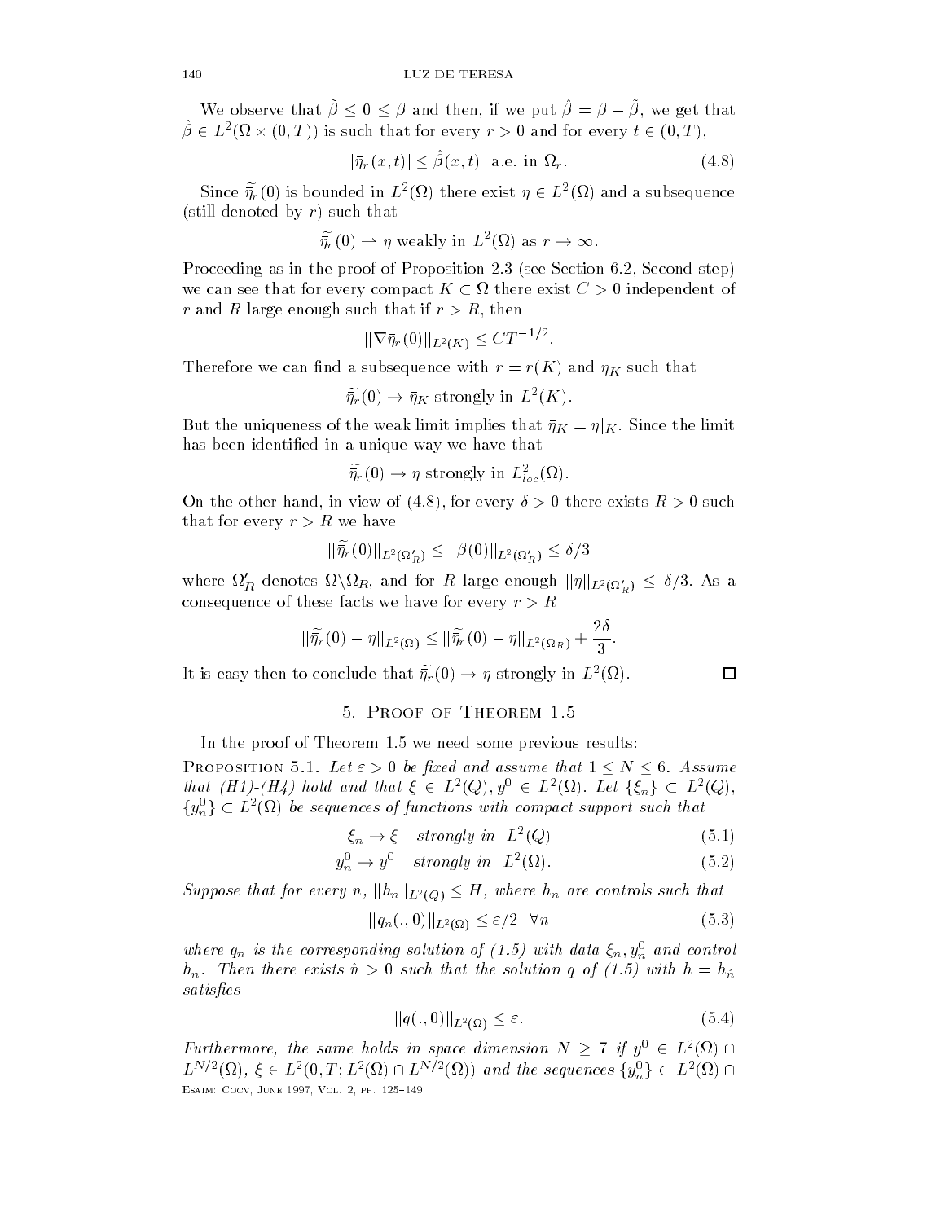We observe that $\tilde{\beta} \leq 0 \leq \beta$ and then, if we put $\hat{\beta} = \beta - \tilde{\beta}$, we get that $\hat{\beta} \in L^2(\Omega \times (0,T))$ is such that for every $r > 0$ and for every $t \in (0,T)$,

$$|\overline{\eta}_r(x,t)| \leq \hat{\beta}(x,t) \quad \text{a.e. in } \Omega_r. \tag{4.8}$$

Since $\widetilde{\overline{\eta}}_r(0)$ is bounded in $L^2(\Omega)$ there exist $\eta \in L^2(\Omega)$ and a subsequence (still denoted by $r$) such that

$$\widetilde{\overline{\eta}}_r(0) \rightharpoonup \eta \text{ weakly in } L^2(\Omega) \text{ as } r \to \infty.$$

Proceeding as in the proof of Proposition 2.3 (see Section 6.2, Second step) we can see that for every compact $K \subset \Omega$ there exist $C > 0$ independent of $r$ and $R$ large enough such that if $r > R$, then

$$\|\nabla \overline{\eta}_r(0)\|_{L^2(K)} \leq CT^{-1/2}.$$

Therefore we can find a subsequence with $r = r(K)$ and $\overline{\eta}_K$ such that

$$\widetilde{\overline{\eta}}_r(0) \to \overline{\eta}_K \text{ strongly in } L^2(K).$$

But the uniqueness of the weak limit implies that $\overline{\eta}_K = \eta|_K$. Since the limit has been identified in a unique way we have that

$$\widetilde{\overline{\eta}}_r(0) \to \eta \text{ strongly in } L^2_{loc}(\Omega).$$

On the other hand, in view of (4.8), for every $\delta > 0$ there exists $R > 0$ such that that for every $r > R$ we have

$$\|\widetilde{\overline{\eta}}_r(0)\|_{L^2(\Omega'_R)} \leq \|\beta(0)\|_{L^2(\Omega'_R)} \leq \delta/3$$

where $\Omega'_R$ denotes $\Omega \backslash \Omega_R$, and for $R$ large enough $\|\eta\|_{L^2(\Omega'_R)} \leq \delta/3$. As a consequence of these facts we have for every $r > R$

$$\|\widetilde{\overline{\eta}}_r(0) - \eta\|_{L^2(\Omega)} \leq \|\widetilde{\overline{\eta}}_r(0) - \eta\|_{L^2(\Omega_R)} + \frac{2\delta}{3}.$$

It is easy then to conclude that $\widetilde{\overline{\eta}}_r(0) \to \eta$ strongly in $L^2(\Omega)$. □

## 5. Proof of Theorem 1.5

In the proof of Theorem 1.5 we need some previous results:

Proposition 5.1. *Let $\varepsilon > 0$ be fixed and assume that $1 \leq N \leq 6$. Assume that (H1)-(H4) hold and that $\xi \in L^2(Q), y^0 \in L^2(\Omega)$. Let $\{\xi_n\} \subset L^2(Q)$, $\{y^0_n\} \subset L^2(\Omega)$ be sequences of functions with compact support such that*

$$\xi_n \to \xi \quad \textit{strongly in } L^2(Q) \tag{5.1}$$

$$y^0_n \to y^0 \quad \textit{strongly in } L^2(\Omega). \tag{5.2}$$

*Suppose that for every $n$, $\|h_n\|_{L^2(Q)} \leq H$, where $h_n$ are controls such that*

$$\|q_n(.,0)\|_{L^2(\Omega)} \leq \varepsilon/2 \quad \forall n \tag{5.3}$$

*where $q_n$ is the corresponding solution of (1.5) with data $\xi_n, y^0_n$ and control $h_n$. Then there exists $\hat{n} > 0$ such that the solution $q$ of (1.5) with $h = h_{\hat{n}}$ satisfies*

$$\|q(.,0)\|_{L^2(\Omega)} \leq \varepsilon. \tag{5.4}$$

*Furthermore, the same holds in space dimension $N \geq 7$ if $y^0 \in L^2(\Omega) \cap L^{N/2}(\Omega)$, $\xi \in L^2(0,T; L^2(\Omega) \cap L^{N/2}(\Omega))$ and the sequences $\{y^0_n\} \subset L^2(\Omega) \cap$*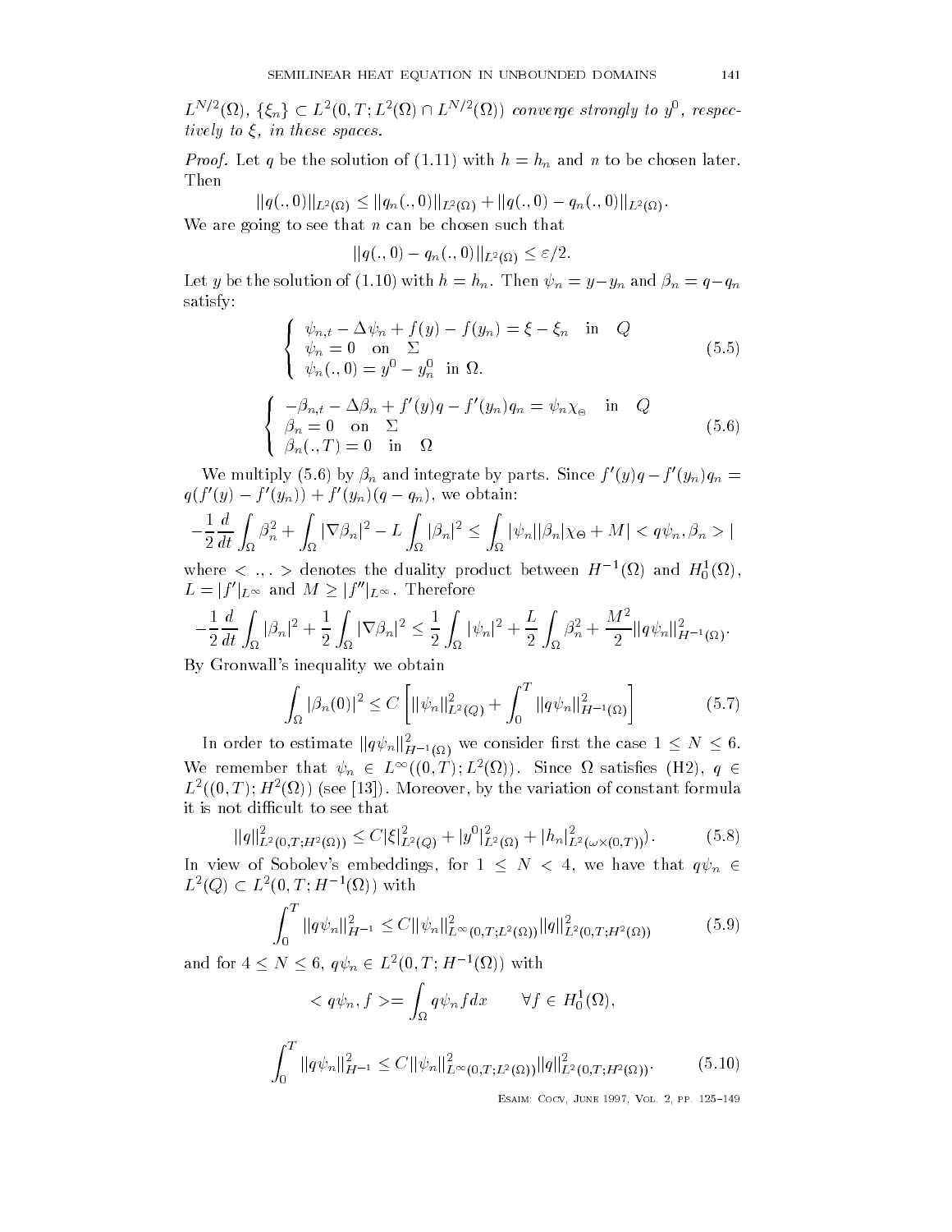$L^{N/2}(\Omega)$, $\{\xi_n\} \subset L^2(0,T;L^2(\Omega) \cap L^{N/2}(\Omega))$ *converge strongly to* $y^0$, *respectively to* $\xi$, *in these spaces.*

*Proof.* Let $q$ be the solution of (1.11) with $h = h_n$ and $n$ to be chosen later. Then

$$\|q(.,0)\|_{L^2(\Omega)} \leq \|q_n(.,0)\|_{L^2(\Omega)} + \|q(.,0) - q_n(.,0)\|_{L^2(\Omega)}.$$

We are going to see that $n$ can be chosen such that

$$\|q(.,0) - q_n(.,0)\|_{L^2(\Omega)} \leq \varepsilon/2.$$

Let $y$ be the solution of (1.10) with $h = h_n$. Then $\psi_n = y - y_n$ and $\beta_n = q - q_n$ satisfy:

$$\begin{cases} \psi_{n,t} - \Delta\psi_n + f(y) - f(y_n) = \xi - \xi_n & \text{in} \quad Q \\ \psi_n = 0 \quad \text{on} \quad \Sigma \\ \psi_n(.,0) = y^0 - y_n^0 \quad \text{in } \Omega. \end{cases} \tag{5.5}$$

$$\begin{cases} -\beta_{n,t} - \Delta\beta_n + f'(y)q - f'(y_n)q_n = \psi_n\chi_\Theta & \text{in} \quad Q \\ \beta_n = 0 \quad \text{on} \quad \Sigma \\ \beta_n(.,T) = 0 \quad \text{in} \quad \Omega \end{cases} \tag{5.6}$$

We multiply (5.6) by $\beta_n$ and integrate by parts. Since $f'(y)q - f'(y_n)q_n = q(f'(y) - f'(y_n)) + f'(y_n)(q - q_n)$, we obtain:

$$-\frac{1}{2}\frac{d}{dt}\int_\Omega \beta_n^2 + \int_\Omega |\nabla\beta_n|^2 - L\int_\Omega |\beta_n|^2 \leq \int_\Omega |\psi_n||\beta_n|\chi_\Theta + M| < q\psi_n, \beta_n > |$$

where $< .,. >$ denotes the duality product between $H^{-1}(\Omega)$ and $H_0^1(\Omega)$, $L = |f'|_{L^\infty}$ and $M \geq |f''|_{L^\infty}$. Therefore

$$-\frac{1}{2}\frac{d}{dt}\int_\Omega |\beta_n|^2 + \frac{1}{2}\int_\Omega |\nabla\beta_n|^2 \leq \frac{1}{2}\int_\Omega |\psi_n|^2 + \frac{L}{2}\int_\Omega \beta_n^2 + \frac{M^2}{2}\|q\psi_n\|^2_{H^{-1}(\Omega)}.$$

By Gronwall's inequality we obtain

$$\int_\Omega |\beta_n(0)|^2 \leq C\left[\|\psi_n\|^2_{L^2(Q)} + \int_0^T \|q\psi_n\|^2_{H^{-1}(\Omega)}\right] \tag{5.7}$$

In order to estimate $\|q\psi_n\|^2_{H^{-1}(\Omega)}$ we consider first the case $1 \leq N \leq 6$. We remember that $\psi_n \in L^\infty((0,T);L^2(\Omega))$. Since $\Omega$ satisfies (H2), $q \in L^2((0,T);H^2(\Omega))$ (see [13]). Moreover, by the variation of constant formula it is not difficult to see that

$$\|q\|^2_{L^2(0,T;H^2(\Omega))} \leq C|\xi|^2_{L^2(Q)} + |y^0|^2_{L^2(\Omega)} + |h_n|^2_{L^2(\omega\times(0,T))}). \tag{5.8}$$

In view of Sobolev's embeddings, for $1 \leq N < 4$, we have that $q\psi_n \in L^2(Q) \subset L^2(0,T;H^{-1}(\Omega))$ with

$$\int_0^T \|q\psi_n\|^2_{H^{-1}} \leq C\|\psi_n\|^2_{L^\infty(0,T;L^2(\Omega))}\|q\|^2_{L^2(0,T;H^2(\Omega))} \tag{5.9}$$

and for $4 \leq N \leq 6$, $q\psi_n \in L^2(0,T;H^{-1}(\Omega))$ with

$$< q\psi_n, f > = \int_\Omega q\psi_n f dx \qquad \forall f \in H_0^1(\Omega),$$

$$\int_0^T \|q\psi_n\|^2_{H^{-1}} \leq C\|\psi_n\|^2_{L^\infty(0,T;L^2(\Omega))}\|q\|^2_{L^2(0,T;H^2(\Omega))}. \tag{5.10}$$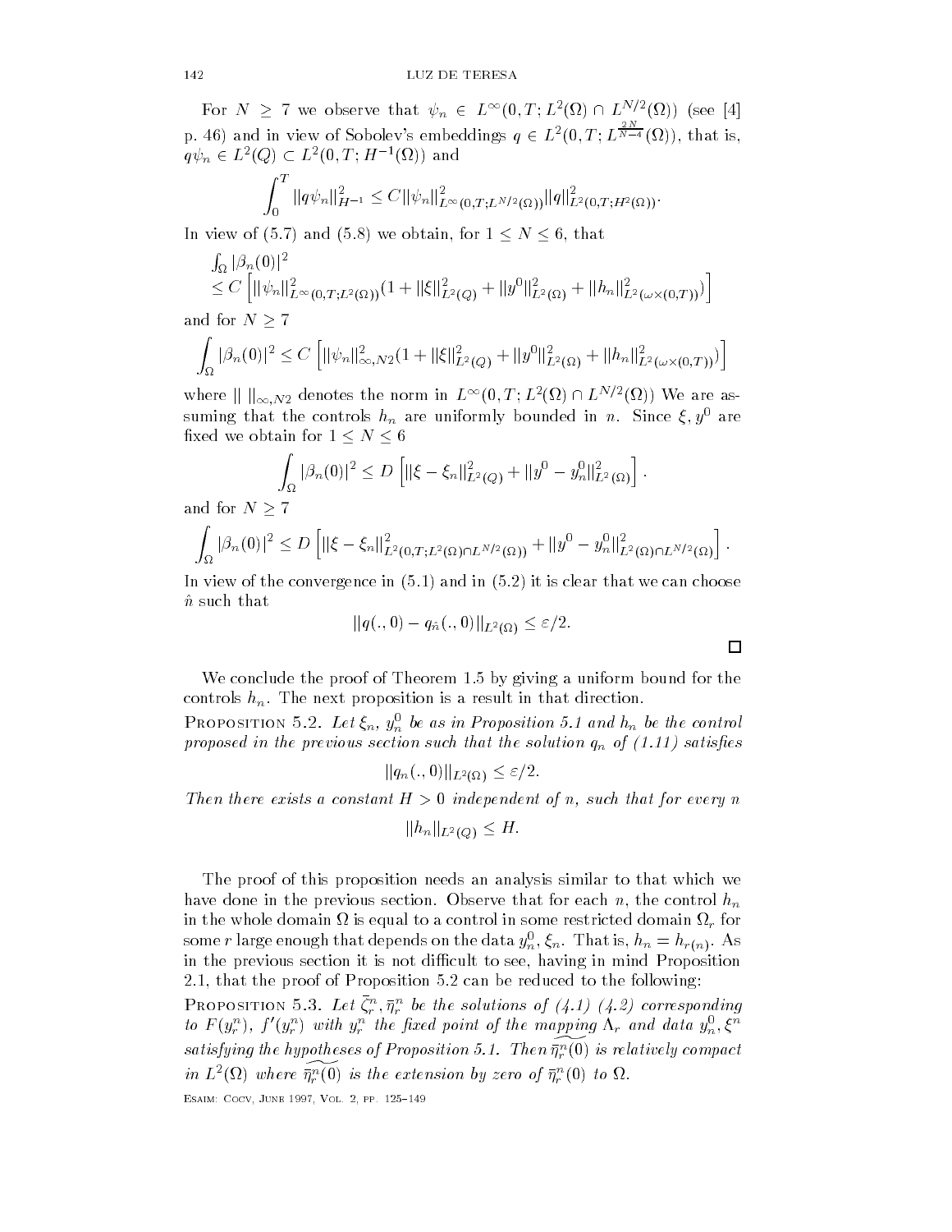For $N \geq 7$ we observe that $\psi_n \in L^\infty(0,T; L^2(\Omega) \cap L^{N/2}(\Omega))$ (see [4] p. 46) and in view of Sobolev's embeddings $q \in L^2(0,T; L^{\frac{2N}{N-4}}(\Omega))$, that is, $q\psi_n \in L^2(Q) \subset L^2(0,T; H^{-1}(\Omega))$ and

$$\int_0^T \|q\psi_n\|_{H^{-1}}^2 \leq C\|\psi_n\|_{L^\infty(0,T;L^{N/2}(\Omega))}^2 \|q\|_{L^2(0,T;H^2(\Omega))}^2.$$

In view of (5.7) and (5.8) we obtain, for $1 \leq N \leq 6$, that

$$\begin{aligned}
&\textstyle\int_\Omega |\beta_n(0)|^2 \\
&\leq C\left[\|\psi_n\|_{L^\infty(0,T;L^2(\Omega))}^2 (1 + \|\xi\|_{L^2(Q)}^2 + \|y^0\|_{L^2(\Omega)}^2 + \|h_n\|_{L^2(\omega\times(0,T))}^2)\right]
\end{aligned}$$

and for $N \geq 7$

$$\int_\Omega |\beta_n(0)|^2 \leq C\left[\|\psi_n\|_{\infty,N2}^2 (1 + \|\xi\|_{L^2(Q)}^2 + \|y^0\|_{L^2(\Omega)}^2 + \|h_n\|_{L^2(\omega\times(0,T))}^2)\right]$$

where $\| \;\|_{\infty,N2}$ denotes the norm in $L^\infty(0,T; L^2(\Omega) \cap L^{N/2}(\Omega))$ We are assuming that the controls $h_n$ are uniformly bounded in $n$. Since $\xi, y^0$ are fixed we obtain for $1 \leq N \leq 6$

$$\int_\Omega |\beta_n(0)|^2 \leq D\left[\|\xi - \xi_n\|_{L^2(Q)}^2 + \|y^0 - y_n^0\|_{L^2(\Omega)}^2\right].$$

and for $N \geq 7$

$$\int_\Omega |\beta_n(0)|^2 \leq D\left[\|\xi - \xi_n\|_{L^2(0,T;L^2(\Omega)\cap L^{N/2}(\Omega))}^2 + \|y^0 - y_n^0\|_{L^2(\Omega)\cap L^{N/2}(\Omega)}^2\right].$$

In view of the convergence in (5.1) and in (5.2) it is clear that we can choose $\hat{n}$ such that

$$\|q(.,0) - q_{\hat{n}}(.,0)\|_{L^2(\Omega)} \leq \varepsilon/2.$$

□

We conclude the proof of Theorem 1.5 by giving a uniform bound for the controls $h_n$. The next proposition is a result in that direction.

Proposition 5.2. *Let $\xi_n$, $y_n^0$ be as in Proposition 5.1 and $h_n$ be the control proposed in the previous section such that the solution $q_n$ of (1.11) satisfies*

$$\|q_n(.,0)\|_{L^2(\Omega)} \leq \varepsilon/2.$$

*Then there exists a constant $H > 0$ independent of $n$, such that for every $n$*

$$\|h_n\|_{L^2(Q)} \leq H.$$

The proof of this proposition needs an analysis similar to that which we have done in the previous section. Observe that for each $n$, the control $h_n$ in the whole domain $\Omega$ is equal to a control in some restricted domain $\Omega_r$ for some $r$ large enough that depends on the data $y_n^0, \xi_n$. That is, $h_n = h_{r(n)}$. As in the previous section it is not difficult to see, having in mind Proposition 2.1, that the proof of Proposition 5.2 can be reduced to the following:

Proposition 5.3. *Let $\bar{\zeta}_r^n, \bar{\eta}_r^n$ be the solutions of (4.1) (4.2) corresponding to $F(y_r^n)$, $f'(y_r^n)$ with $y_r^n$ the fixed point of the mapping $\Lambda_r$ and data $y_n^0, \xi^n$ satisfying the hypotheses of Proposition 5.1. Then $\widetilde{\bar{\eta}_r^n(0)}$ is relatively compact in $L^2(\Omega)$ where $\widetilde{\bar{\eta}_r^n(0)}$ is the extension by zero of $\bar{\eta}_r^n(0)$ to $\Omega$.*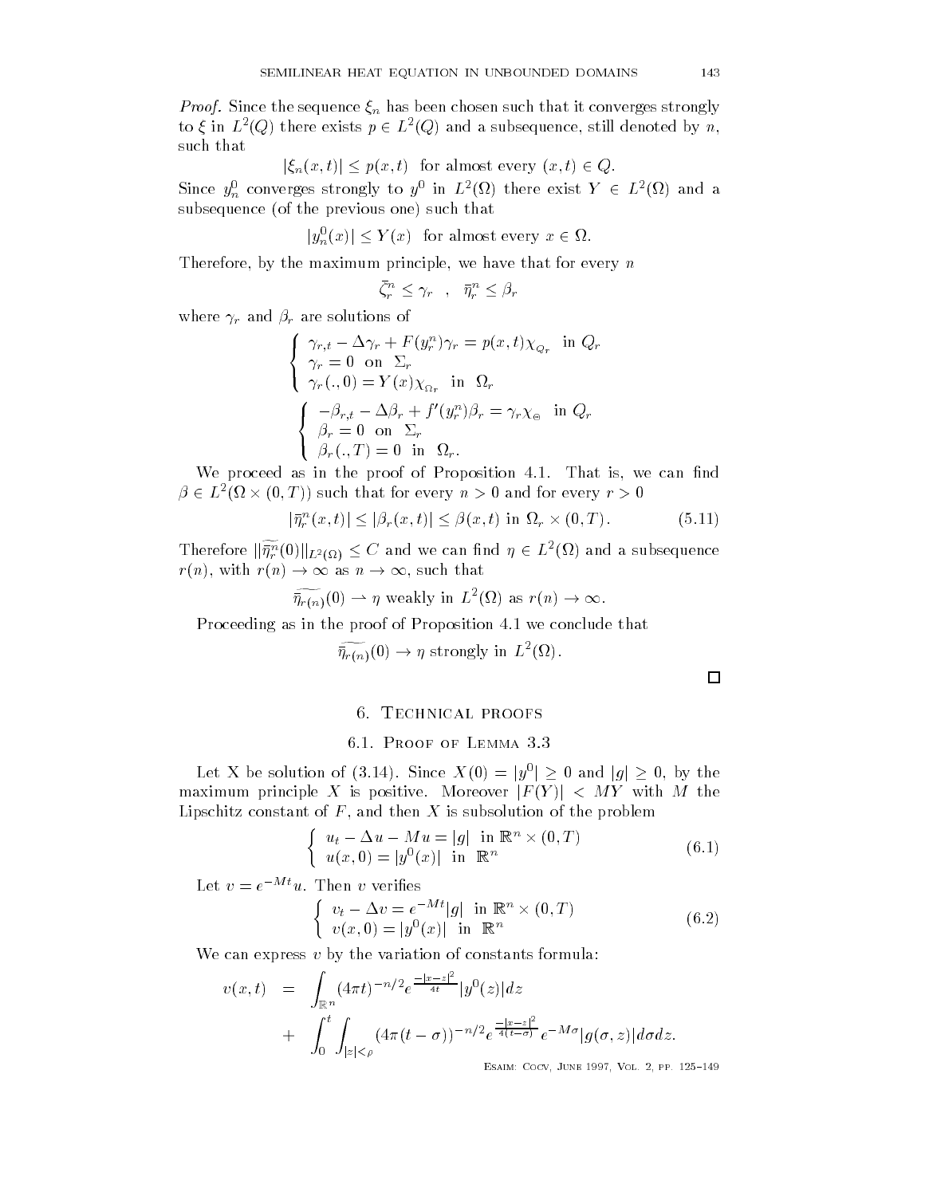*Proof.* Since the sequence $\xi_n$ has been chosen such that it converges strongly to $\xi$ in $L^2(Q)$ there exists $p \in L^2(Q)$ and a subsequence, still denoted by $n$, such that

$$|\xi_n(x,t)| \le p(x,t) \quad \text{for almost every } (x,t) \in Q.$$

Since $y_n^0$ converges strongly to $y^0$ in $L^2(\Omega)$ there exist $Y \in L^2(\Omega)$ and a subsequence (of the previous one) such that

$$|y_n^0(x)| \le Y(x) \quad \text{for almost every } x \in \Omega.$$

Therefore, by the maximum principle, we have that for every $n$

$$\bar{\zeta}_r^n \le \gamma_r \quad , \quad \bar{\eta}_r^n \le \beta_r$$

where $\gamma_r$ and $\beta_r$ are solutions of

$$\begin{cases} \gamma_{r,t} - \Delta\gamma_r + F(y_r^n)\gamma_r = p(x,t)\chi_{Q_r} & \text{in } Q_r \\ \gamma_r = 0 \quad \text{on } \Sigma_r \\ \gamma_r(.,0) = Y(x)\chi_{\Omega_r} & \text{in } \Omega_r \end{cases}$$

$$\begin{cases} -\beta_{r,t} - \Delta\beta_r + f'(y_r^n)\beta_r = \gamma_r\chi_\Theta & \text{in } Q_r \\ \beta_r = 0 \quad \text{on } \Sigma_r \\ \beta_r(.,T) = 0 \quad \text{in } \Omega_r. \end{cases}$$

We proceed as in the proof of Proposition 4.1. That is, we can find $\beta \in L^2(\Omega \times (0,T))$ such that for every $n > 0$ and for every $r > 0$

$$|\bar{\eta}_r^n(x,t)| \le |\beta_r(x,t)| \le \beta(x,t) \text{ in } \Omega_r \times (0,T). \tag{5.11}$$

Therefore $\|\widetilde{\bar{\eta}_r^n}(0)\|_{L^2(\Omega)} \le C$ and we can find $\eta \in L^2(\Omega)$ and a subsequence $r(n)$, with $r(n) \to \infty$ as $n \to \infty$, such that

$$\widetilde{\bar{\eta}_{r(n)}}(0) \rightharpoonup \eta \text{ weakly in } L^2(\Omega) \text{ as } r(n) \to \infty.$$

Proceeding as in the proof of Proposition 4.1 we conclude that

$$\widetilde{\bar{\eta}_{r(n)}}(0) \to \eta \text{ strongly in } L^2(\Omega).$$

□

## 6. Technical proofs

### 6.1. Proof of Lemma 3.3

Let X be solution of (3.14). Since $X(0) = |y^0| \ge 0$ and $|g| \ge 0$, by the maximum principle $X$ is positive. Moreover $|F(Y)| < MY$ with $M$ the Lipschitz constant of $F$, and then $X$ is subsolution of the problem

$$\begin{cases} u_t - \Delta u - Mu = |g| & \text{in } \mathbb{R}^n \times (0,T) \\ u(x,0) = |y^0(x)| & \text{in } \mathbb{R}^n \end{cases} \tag{6.1}$$

Let $v = e^{-Mt}u$. Then $v$ verifies

$$\begin{cases} v_t - \Delta v = e^{-Mt}|g| & \text{in } \mathbb{R}^n \times (0,T) \\ v(x,0) = |y^0(x)| & \text{in } \mathbb{R}^n \end{cases} \tag{6.2}$$

We can express $v$ by the variation of constants formula:

$$\begin{aligned} v(x,t) &= \int_{\mathbb{R}^n} (4\pi t)^{-n/2} e^{\frac{-|x-z|^2}{4t}} |y^0(z)| dz \\ &+ \int_0^t \int_{|z|<\rho} (4\pi(t-\sigma))^{-n/2} e^{\frac{-|x-z|^2}{4(t-\sigma)}} e^{-M\sigma} |g(\sigma,z)| d\sigma dz. \end{aligned}$$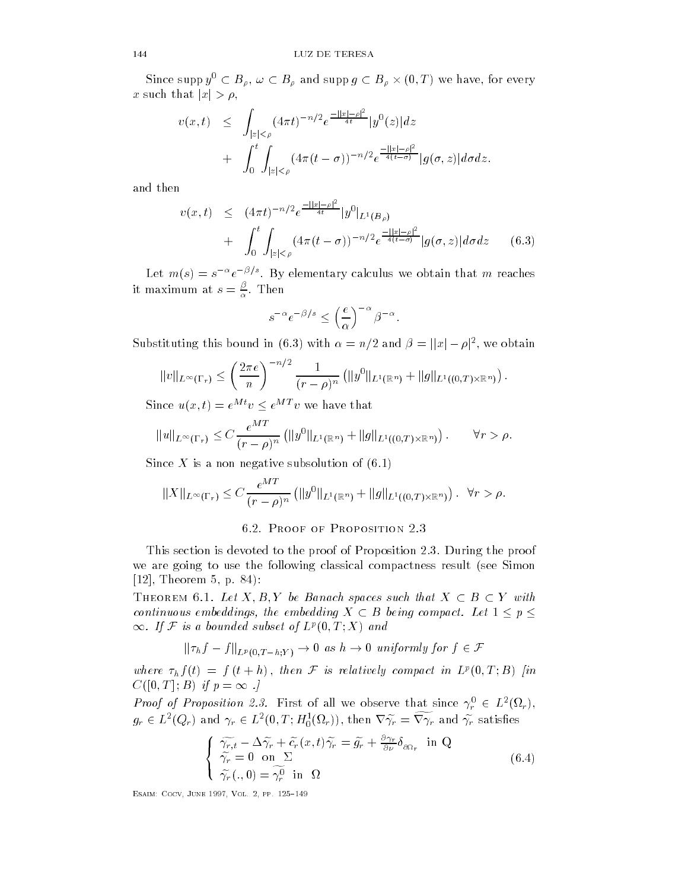Since $\operatorname{supp} y^0 \subset B_\rho$, $\omega \subset B_\rho$ and $\operatorname{supp} g \subset B_\rho \times (0,T)$ we have, for every $x$ such that $|x| > \rho$,

$$
\begin{aligned}
v(x,t) \quad &\leq \quad \int_{|z|<\rho} (4\pi t)^{-n/2} e^{\frac{-||x|-\rho|^2}{4t}} |y^0(z)| dz \\
&+ \quad \int_0^t \int_{|z|<\rho} (4\pi (t-\sigma))^{-n/2} e^{\frac{-||x|-\rho|^2}{4(t-\sigma)}} |g(\sigma, z)| d\sigma dz.
\end{aligned}
$$

and then

$$
\begin{aligned}
v(x,t) \quad &\leq \quad (4\pi t)^{-n/2} e^{\frac{-||x|-\rho|^2}{4t}} |y^0|_{L^1(B_\rho)} \\
&+ \quad \int_0^t \int_{|z|<\rho} (4\pi (t-\sigma))^{-n/2} e^{\frac{-||x|-\rho|^2}{4(t-\sigma)}} |g(\sigma, z)| d\sigma dz \qquad (6.3)
\end{aligned}
$$

Let $m(s) = s^{-\alpha} e^{-\beta/s}$. By elementary calculus we obtain that $m$ reaches it maximum at $s = \frac{\beta}{\alpha}$. Then

$$
s^{-\alpha} e^{-\beta/s} \leq \left(\frac{e}{\alpha}\right)^{-\alpha} \beta^{-\alpha}.
$$

Substituting this bound in (6.3) with $\alpha = n/2$ and $\beta = ||x| - \rho|^2$, we obtain

$$
\|v\|_{L^\infty(\Gamma_r)} \leq \left(\frac{2\pi e}{n}\right)^{-n/2} \frac{1}{(r-\rho)^n} \left(\|y^0\|_{L^1(\mathbb{R}^n)} + \|g\|_{L^1((0,T)\times\mathbb{R}^n)}\right).
$$

Since $u(x,t) = e^{Mt} v \leq e^{MT} v$ we have that

$$
\|u\|_{L^\infty(\Gamma_r)} \leq C \frac{e^{MT}}{(r-\rho)^n} \left(\|y^0\|_{L^1(\mathbb{R}^n)} + \|g\|_{L^1((0,T)\times\mathbb{R}^n)}\right). \qquad \forall r > \rho.
$$

Since $X$ is a non negative subsolution of (6.1)

$$
\|X\|_{L^\infty(\Gamma_r)} \leq C \frac{e^{MT}}{(r-\rho)^n} \left(\|y^0\|_{L^1(\mathbb{R}^n)} + \|g\|_{L^1((0,T)\times\mathbb{R}^n)}\right). \ \ \forall r > \rho.
$$

## 6.2. Proof of Proposition 2.3

This section is devoted to the proof of Proposition 2.3. During the proof we are going to use the following classical compactness result (see Simon [12], Theorem 5, p. 84):

**Theorem 6.1.** *Let $X, B, Y$ be Banach spaces such that $X \subset B \subset Y$ with continuous embeddings, the embedding $X \subset B$ being compact. Let $1 \leq p \leq \infty$. If $\mathcal{F}$ is a bounded subset of $L^p(0,T;X)$ and*

$$
\|\tau_h f - f\|_{L^p(0,T-h;Y)} \to 0 \text{ as } h \to 0 \text{ uniformly for } f \in \mathcal{F}
$$

*where $\tau_h f(t) = f(t+h)$, then $\mathcal{F}$ is relatively compact in $L^p(0,T;B)$ [in $C([0,T];B)$ if $p = \infty$ .]*

*Proof of Proposition 2.3.* First of all we observe that since $\gamma_r^0 \in L^2(\Omega_r)$, $g_r \in L^2(Q_r)$ and $\gamma_r \in L^2(0,T;H_0^1(\Omega_r))$, then $\nabla\widetilde{\gamma_r} = \widetilde{\nabla\gamma_r}$ and $\widetilde{\gamma_r}$ satisfies

$$
\left\{
\begin{array}{l}
\widetilde{\gamma_{r,t}} - \Delta\widetilde{\gamma_r} + \widetilde{c_r}(x,t)\widetilde{\gamma_r} = \widetilde{g_r} + \frac{\partial\gamma_r}{\partial\nu}\delta_{\partial\Omega_r} \quad \text{in Q} \\
\widetilde{\gamma_r} = 0 \quad \text{on} \quad \Sigma \\
\widetilde{\gamma_r}(.,0) = \widetilde{\gamma_r^0} \quad \text{in} \quad \Omega
\end{array}
\right. \qquad (6.4)
$$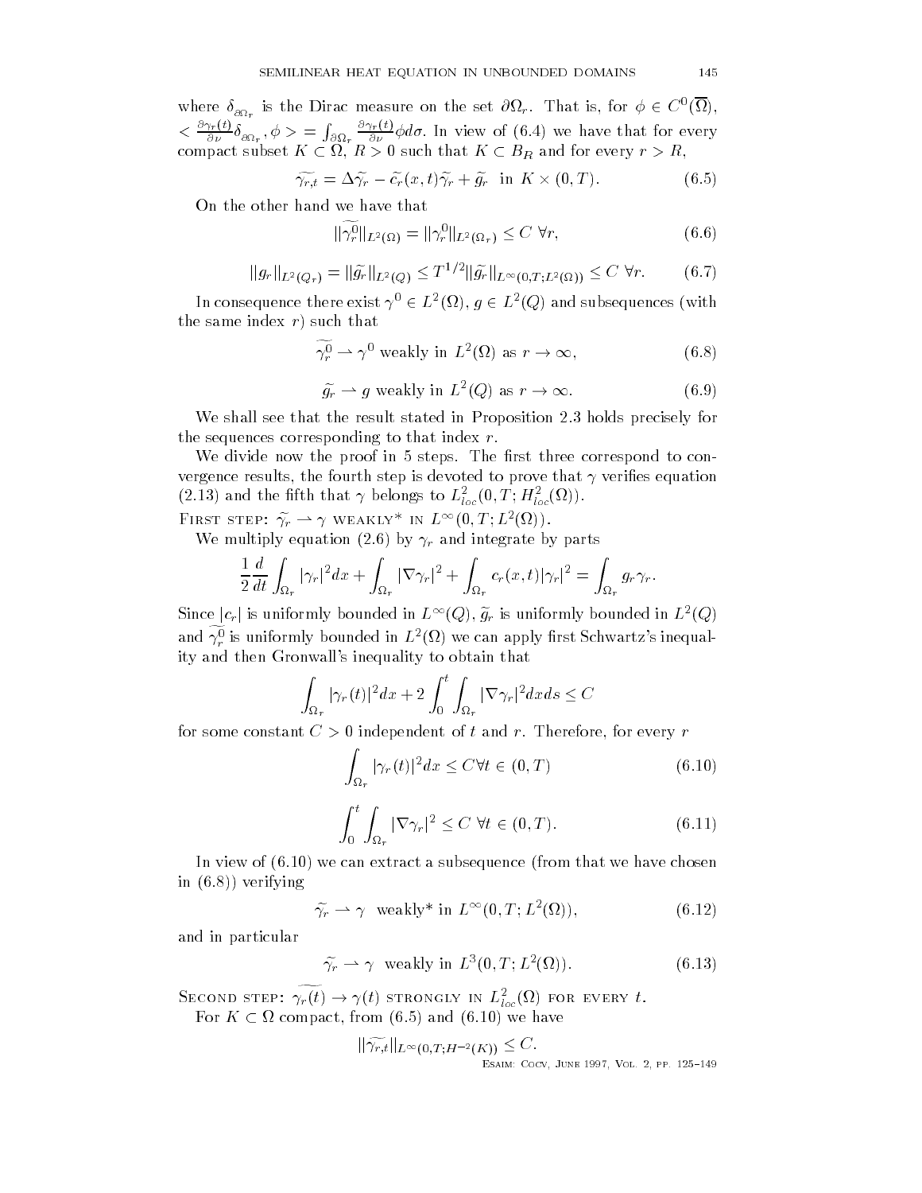where $\delta_{\partial\Omega_r}$ is the Dirac measure on the set $\partial\Omega_r$. That is, for $\phi \in C^0(\overline{\Omega})$, $< \frac{\partial \gamma_r(t)}{\partial \nu}\delta_{\partial\Omega_r}, \phi > = \int_{\partial\Omega_r} \frac{\partial \gamma_r(t)}{\partial \nu}\phi d\sigma$. In view of (6.4) we have that for every compact subset $K \subset \Omega$, $R > 0$ such that $K \subset B_R$ and for every $r > R$,

$$\widetilde{\gamma_{r,t}} = \Delta\widetilde{\gamma_r} - \widetilde{c_r}(x,t)\widetilde{\gamma_r} + \widetilde{g_r} \quad \text{in } K \times (0,T). \tag{6.5}$$

On the other hand we have that

$$\|\widetilde{\gamma_r^0}\|_{L^2(\Omega)} = \|\gamma_r^0\|_{L^2(\Omega_r)} \le C \ \forall r, \tag{6.6}$$

$$\|g_r\|_{L^2(Q_r)} = \|\widetilde{g_r}\|_{L^2(Q)} \le T^{1/2}\|\widetilde{g_r}\|_{L^\infty(0,T;L^2(\Omega))} \le C \ \forall r. \tag{6.7}$$

In consequence there exist $\gamma^0 \in L^2(\Omega)$, $g \in L^2(Q)$ and subsequences (with the same index $r$) such that

$$\widetilde{\gamma_r^0} \rightharpoonup \gamma^0 \text{ weakly in } L^2(\Omega) \text{ as } r \to \infty, \tag{6.8}$$

$$\widetilde{g_r} \rightharpoonup g \text{ weakly in } L^2(Q) \text{ as } r \to \infty. \tag{6.9}$$

We shall see that the result stated in Proposition 2.3 holds precisely for the sequences corresponding to that index $r$.

We divide now the proof in 5 steps. The first three correspond to convergence results, the fourth step is devoted to prove that $\gamma$ verifies equation (2.13) and the fifth that $\gamma$ belongs to $L^2_{loc}(0,T;H^2_{loc}(\Omega))$.

First step: $\widetilde{\gamma_r} \rightharpoonup \gamma$ weakly* in $L^\infty(0,T;L^2(\Omega))$.

We multiply equation (2.6) by $\gamma_r$ and integrate by parts

$$\frac{1}{2}\frac{d}{dt}\int_{\Omega_r}|\gamma_r|^2 dx + \int_{\Omega_r}|\nabla\gamma_r|^2 + \int_{\Omega_r} c_r(x,t)|\gamma_r|^2 = \int_{\Omega_r} g_r\gamma_r.$$

Since $|c_r|$ is uniformly bounded in $L^\infty(Q)$, $\widetilde{g_r}$ is uniformly bounded in $L^2(Q)$ and $\widetilde{\gamma_r^0}$ is uniformly bounded in $L^2(\Omega)$ we can apply first Schwartz's inequality and then Gronwall's inequality to obtain that

$$\int_{\Omega_r}|\gamma_r(t)|^2 dx + 2\int_0^t\int_{\Omega_r}|\nabla\gamma_r|^2 dx ds \le C$$

for some constant $C > 0$ independent of $t$ and $r$. Therefore, for every $r$

$$\int_{\Omega_r}|\gamma_r(t)|^2 dx \le C \forall t \in (0,T) \tag{6.10}$$

$$\int_0^t\int_{\Omega_r}|\nabla\gamma_r|^2 \le C \ \forall t \in (0,T). \tag{6.11}$$

In view of (6.10) we can extract a subsequence (from that we have chosen in (6.8)) verifying

$$\widetilde{\gamma_r} \rightharpoonup \gamma \quad \text{weakly* in } L^\infty(0,T;L^2(\Omega)), \tag{6.12}$$

and in particular

$$\widetilde{\gamma_r} \rightharpoonup \gamma \quad \text{weakly in } L^3(0,T;L^2(\Omega)). \tag{6.13}$$

Second step: $\widetilde{\gamma_r(t)} \to \gamma(t)$ strongly in $L^2_{loc}(\Omega)$ for every $t$.

For $K \subset \Omega$ compact, from (6.5) and (6.10) we have

$$\|\widetilde{\gamma_{r,t}}\|_{L^\infty(0,T;H^{-2}(K))} \le C.$$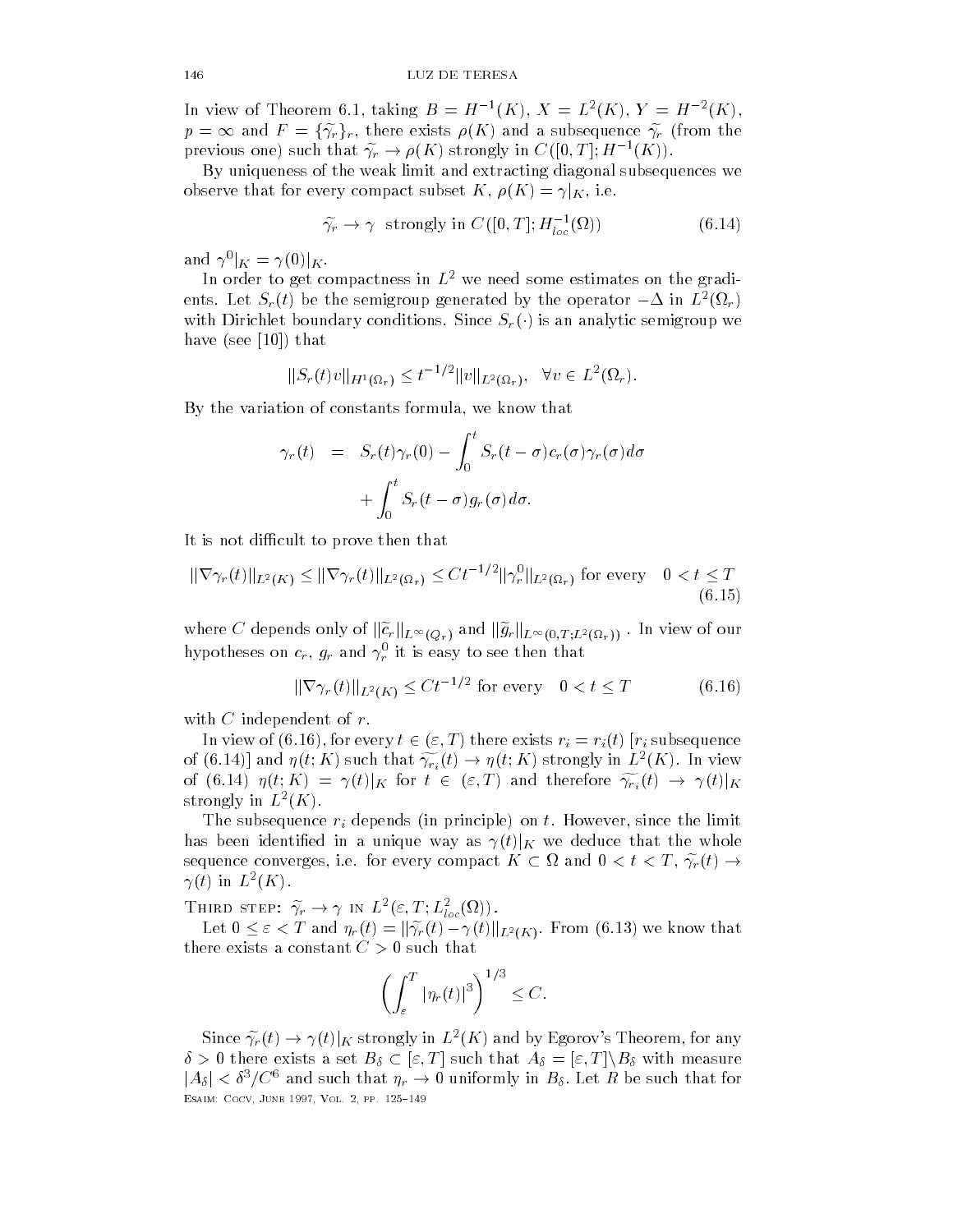In view of Theorem 6.1, taking $B = H^{-1}(K)$, $X = L^2(K)$, $Y = H^{-2}(K)$, $p = \infty$ and $F = \{\widetilde{\gamma_r}\}_r$, there exists $\rho(K)$ and a subsequence $\widetilde{\gamma_r}$ (from the previous one) such that $\widetilde{\gamma_r} \to \rho(K)$ strongly in $C([0,T]; H^{-1}(K))$.

By uniqueness of the weak limit and extracting diagonal subsequences we observe that for every compact subset $K$, $\rho(K) = \gamma|_K$, i.e.

$$\widetilde{\gamma_r} \to \gamma \text{ strongly in } C([0,T]; H^{-1}_{loc}(\Omega)) \tag{6.14}$$

and $\gamma^0|_K = \gamma(0)|_K$.

In order to get compactness in $L^2$ we need some estimates on the gradients. Let $S_r(t)$ be the semigroup generated by the operator $-\Delta$ in $L^2(\Omega_r)$ with Dirichlet boundary conditions. Since $S_r(\cdot)$ is an analytic semigroup we have (see [10]) that

$$\|S_r(t)v\|_{H^1(\Omega_r)} \leq t^{-1/2}\|v\|_{L^2(\Omega_r)}, \quad \forall v \in L^2(\Omega_r).$$

By the variation of constants formula, we know that

$$\begin{aligned}\gamma_r(t) &= S_r(t)\gamma_r(0) - \int_0^t S_r(t-\sigma)c_r(\sigma)\gamma_r(\sigma)d\sigma \\ &\quad + \int_0^t S_r(t-\sigma)g_r(\sigma)d\sigma.\end{aligned}$$

It is not difficult to prove then that

$$\|\nabla\gamma_r(t)\|_{L^2(K)} \leq \|\nabla\gamma_r(t)\|_{L^2(\Omega_r)} \leq Ct^{-1/2}\|\gamma_r^0\|_{L^2(\Omega_r)} \text{ for every } \quad 0 < t \leq T \tag{6.15}$$

where $C$ depends only of $\|\widetilde{c}_r\|_{L^\infty(Q_r)}$ and $\|\widetilde{g}_r\|_{L^\infty(0,T;L^2(\Omega_r))}$. In view of our hypotheses on $c_r$, $g_r$ and $\gamma_r^0$ it is easy to see then that

$$\|\nabla\gamma_r(t)\|_{L^2(K)} \leq Ct^{-1/2} \text{ for every } \quad 0 < t \leq T \tag{6.16}$$

with $C$ independent of $r$.

In view of (6.16), for every $t \in (\varepsilon, T)$ there exists $r_i = r_i(t)$ [$r_i$ subsequence of (6.14)] and $\eta(t;K)$ such that $\widetilde{\gamma_{r_i}}(t) \to \eta(t;K)$ strongly in $L^2(K)$. In view of (6.14) $\eta(t;K) = \gamma(t)|_K$ for $t \in (\varepsilon, T)$ and therefore $\widetilde{\gamma_{r_i}}(t) \to \gamma(t)|_K$ strongly in $L^2(K)$.

The subsequence $r_i$ depends (in principle) on $t$. However, since the limit has been identified in a unique way as $\gamma(t)|_K$ we deduce that the whole sequence converges, i.e. for every compact $K \subset \Omega$ and $0 < t < T$, $\widetilde{\gamma_r}(t) \to \gamma(t)$ in $L^2(K)$.

Third step: $\widetilde{\gamma_r} \to \gamma$ in $L^2(\varepsilon, T; L^2_{loc}(\Omega))$.

Let $0 \leq \varepsilon < T$ and $\eta_r(t) = \|\widetilde{\gamma_r}(t) - \gamma(t)\|_{L^2(K)}$. From (6.13) we know that there exists a constant $C > 0$ such that

$$\left(\int_\varepsilon^T |\eta_r(t)|^3\right)^{1/3} \leq C.$$

Since $\widetilde{\gamma_r}(t) \to \gamma(t)|_K$ strongly in $L^2(K)$ and by Egorov's Theorem, for any $\delta > 0$ there exists a set $B_\delta \subset [\varepsilon, T]$ such that $A_\delta = [\varepsilon, T]\backslash B_\delta$ with measure $|A_\delta| < \delta^3/C^6$ and such that $\eta_r \to 0$ uniformly in $B_\delta$. Let $R$ be such that for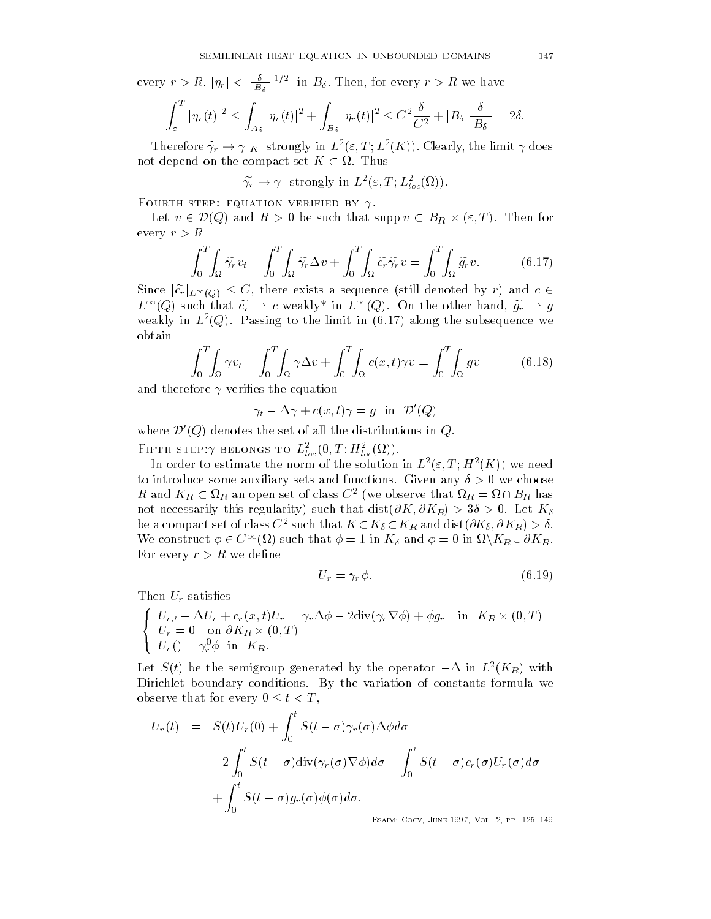every $r > R$, $|\eta_r| < |\frac{\delta}{|B_\delta|}|^{1/2}$ in $B_\delta$. Then, for every $r > R$ we have

$$\int_\varepsilon^T |\eta_r(t)|^2 \leq \int_{A_\delta} |\eta_r(t)|^2 + \int_{B_\delta} |\eta_r(t)|^2 \leq C^2 \frac{\delta}{C^2} + |B_\delta| \frac{\delta}{|B_\delta|} = 2\delta.$$

Therefore $\widetilde{\gamma_r} \to \gamma|_K$ strongly in $L^2(\varepsilon, T; L^2(K))$. Clearly, the limit $\gamma$ does not depend on the compact set $K \subset \Omega$. Thus

$$\widetilde{\gamma_r} \to \gamma \text{ strongly in } L^2(\varepsilon, T; L^2_{loc}(\Omega)).$$

Fourth step: equation verified by $\gamma$.

Let $v \in \mathcal{D}(Q)$ and $R > 0$ be such that $\operatorname{supp} v \subset B_R \times (\varepsilon, T)$. Then for every $r > R$

$$-\int_0^T \int_\Omega \widetilde{\gamma_r} v_t - \int_0^T \int_\Omega \widetilde{\gamma_r} \Delta v + \int_0^T \int_\Omega \widetilde{c_r} \widetilde{\gamma_r} v = \int_0^T \int_\Omega \widetilde{g_r} v. \tag{6.17}$$

Since $|\widetilde{c_r}|_{L^\infty(Q)} \leq C$, there exists a sequence (still denoted by $r$) and $c \in L^\infty(Q)$ such that $\widetilde{c_r} \rightharpoonup c$ weakly* in $L^\infty(Q)$. On the other hand, $\widetilde{g_r} \rightharpoonup g$ weakly in $L^2(Q)$. Passing to the limit in (6.17) along the subsequence we obtain

$$-\int_0^T \int_\Omega \gamma v_t - \int_0^T \int_\Omega \gamma \Delta v + \int_0^T \int_\Omega c(x,t) \gamma v = \int_0^T \int_\Omega g v \tag{6.18}$$

and therefore $\gamma$ verifies the equation

$$\gamma_t - \Delta \gamma + c(x,t)\gamma = g \quad \text{in} \quad \mathcal{D}'(Q)$$

where $\mathcal{D}'(Q)$ denotes the set of all the distributions in $Q$.

Fifth step: $\gamma$ belongs to $L^2_{loc}(0, T; H^2_{loc}(\Omega))$.

In order to estimate the norm of the solution in $L^2(\varepsilon, T; H^2(K))$ we need to introduce some auxiliary sets and functions. Given any $\delta > 0$ we choose $R$ and $K_R \subset \Omega_R$ an open set of class $C^2$ (we observe that $\Omega_R = \Omega \cap B_R$ has not necessarily this regularity) such that $\operatorname{dist}(\partial K, \partial K_R) > 3\delta > 0$. Let $K_\delta$ be a compact set of class $C^2$ such that $K \subset K_\delta \subset K_R$ and $\operatorname{dist}(\partial K_\delta, \partial K_R) > \delta$. We construct $\phi \in C^\infty(\Omega)$ such that $\phi = 1$ in $K_\delta$ and $\phi = 0$ in $\Omega \backslash K_R \cup \partial K_R$. For every $r > R$ we define

$$U_r = \gamma_r \phi. \tag{6.19}$$

Then $U_r$ satisfies

$$\begin{cases} U_{r,t} - \Delta U_r + c_r(x,t) U_r = \gamma_r \Delta \phi - 2\operatorname{div}(\gamma_r \nabla \phi) + \phi g_r & \text{in} \quad K_R \times (0,T) \\ U_r = 0 \quad \text{on } \partial K_R \times (0,T) \\ U_r() = \gamma_r^0 \phi \quad \text{in} \quad K_R. \end{cases}$$

Let $S(t)$ be the semigroup generated by the operator $-\Delta$ in $L^2(K_R)$ with Dirichlet boundary conditions. By the variation of constants formula we observe that for every $0 \leq t < T$,

$$\begin{aligned} U_r(t) &= S(t) U_r(0) + \int_0^t S(t-\sigma) \gamma_r(\sigma) \Delta \phi d\sigma \\ &\quad -2 \int_0^t S(t-\sigma) \operatorname{div}(\gamma_r(\sigma) \nabla \phi) d\sigma - \int_0^t S(t-\sigma) c_r(\sigma) U_r(\sigma) d\sigma \\ &\quad + \int_0^t S(t-\sigma) g_r(\sigma) \phi(\sigma) d\sigma. \end{aligned}$$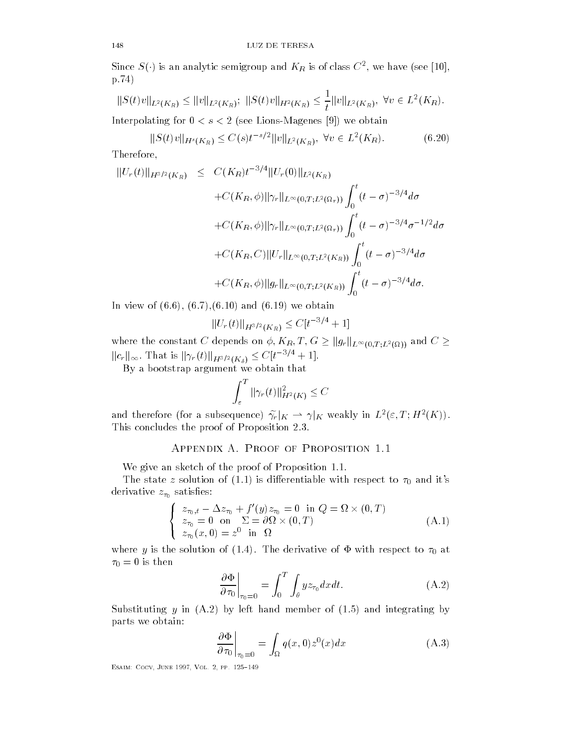Since $S(\cdot)$ is an analytic semigroup and $K_R$ is of class $C^2$, we have (see [10], p.74)

$$\|S(t)v\|_{L^2(K_R)} \leq \|v\|_{L^2(K_R)}; \ \|S(t)v\|_{H^2(K_R)} \leq \frac{1}{t}\|v\|_{L^2(K_R)}, \ \forall v \in L^2(K_R).$$

Interpolating for $0 < s < 2$ (see Lions-Magenes [9]) we obtain

$$\|S(t)v\|_{H^s(K_R)} \leq C(s)t^{-s/2}\|v\|_{L^2(K_R)}, \ \forall v \in L^2(K_R). \tag{6.20}$$

Therefore,

$$\begin{aligned}
\|U_r(t)\|_{H^{3/2}(K_R)} \leq \ & C(K_R)t^{-3/4}\|U_r(0)\|_{L^2(K_R)} \\
& + C(K_R,\phi)\|\gamma_r\|_{L^\infty(0,T;L^2(\Omega_r))}\int_0^t (t-\sigma)^{-3/4}d\sigma \\
& + C(K_R,\phi)\|\gamma_r\|_{L^\infty(0,T;L^2(\Omega_r))}\int_0^t (t-\sigma)^{-3/4}\sigma^{-1/2}d\sigma \\
& + C(K_R,C)\|U_r\|_{L^\infty(0,T;L^2(K_R))}\int_0^t (t-\sigma)^{-3/4}d\sigma \\
& + C(K_R,\phi)\|g_r\|_{L^\infty(0,T;L^2(K_R))}\int_0^t (t-\sigma)^{-3/4}d\sigma.
\end{aligned}$$

In view of (6.6), (6.7),(6.10) and (6.19) we obtain

$$\|U_r(t)\|_{H^{3/2}(K_R)} \leq C[t^{-3/4}+1]$$

where the constant $C$ depends on $\phi$, $K_R$, $T$, $G \geq \|g_r\|_{L^\infty(0,T;L^2(\Omega))}$ and $C \geq \|c_r\|_\infty$. That is $\|\gamma_r(t)\|_{H^{3/2}(K_\delta)} \leq C[t^{-3/4}+1]$.

By a bootstrap argument we obtain that

$$\int_\varepsilon^T \|\gamma_r(t)\|^2_{H^2(K)} \leq C$$

and therefore (for a subsequence) $\tilde{\gamma}_r|_K \rightharpoonup \gamma|_K$ weakly in $L^2(\varepsilon, T; H^2(K))$. This concludes the proof of Proposition 2.3.

## Appendix A. Proof of Proposition 1.1

We give an sketch of the proof of Proposition 1.1.

The state $z$ solution of (1.1) is differentiable with respect to $\tau_0$ and it's derivative $z_{\tau_0}$ satisfies:

$$\left\{\begin{array}{l}
z_{\tau_0,t} - \Delta z_{\tau_0} + f'(y)z_{\tau_0} = 0 \ \text{ in } Q = \Omega \times (0,T) \\
z_{\tau_0} = 0 \ \text{ on } \ \Sigma = \partial\Omega \times (0,T) \\
z_{\tau_0}(x,0) = z^0 \ \text{ in } \ \Omega
\end{array}\right. \tag{A.1}$$

where $y$ is the solution of (1.4). The derivative of $\Phi$ with respect to $\tau_0$ at $\tau_0 = 0$ is then

$$\left.\frac{\partial\Phi}{\partial\tau_0}\right|_{\tau_0=0} = \int_0^T \int_\theta y z_{\tau_0} dx dt. \tag{A.2}$$

Substituting $y$ in (A.2) by left hand member of (1.5) and integrating by parts we obtain:

$$\left.\frac{\partial\Phi}{\partial\tau_0}\right|_{\tau_0=0} = \int_\Omega q(x,0)z^0(x)dx \tag{A.3}$$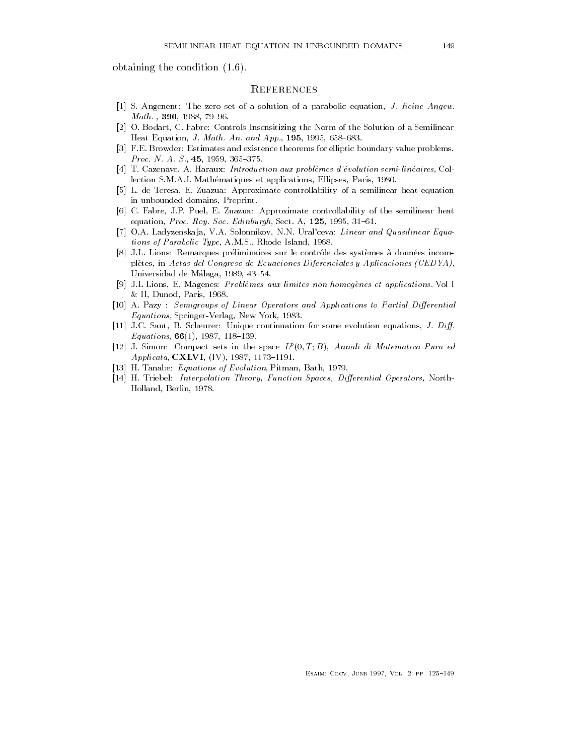obtaining the condition (1.6).

## References

[1] S. Angenent: The zero set of a solution of a parabolic equation, *J. Reine Angew. Math.* , **390**, 1988, 79–96.

[2] O. Bodart, C. Fabre: Controls Insensitizing the Norm of the Solution of a Semilinear Heat Equation, *J. Math. An. and App.*, **195**, 1995, 658–683.

[3] F.E. Browder: Estimates and existence theorems for elliptic boundary value problems. *Proc. N. A. S.*, **45**, 1959, 365–375.

[4] T. Cazenave, A. Haraux: *Introduction aux problèmes d'évolution semi-linéaires,* Collection S.M.A.I. Mathématiques et applications, Ellipses, Paris, 1980.

[5] L. de Teresa, E. Zuazua: Approximate controllability of a semilinear heat equation in unbounded domains, Preprint.

[6] C. Fabre, J.P. Puel, E. Zuazua: Approximate controllability of the semilinear heat equation, *Proc. Roy. Soc. Edinburgh,* Sect. A, **125**, 1995, 31–61.

[7] O.A. Ladyzenskaja, V.A. Solonnikov, N.N. Ural'ceva: *Linear and Quasilinear Equations of Parabolic Type,* A.M.S., Rhode Island, 1968.

[8] J.L. Lions: Remarques préliminaires sur le contrôle des systèmes à données incomplètes, in *Actas del Congreso de Ecuaciones Diferenciales y Aplicaciones (CEDYA),* Universidad de Málaga, 1989, 43–54.

[9] J.L Lions, E. Magenes: *Problèmes aux limites non homogènes et applications.* Vol I & II, Dunod, Paris, 1968.

[10] A. Pazy : *Semigroups of Linear Operators and Applications to Partial Differential Equations,* Springer-Verlag, New York, 1983.

[11] J.C. Saut, B. Scheurer: Unique continuation for some evolution equations, *J. Diff. Equations,* **66**(1), 1987, 118–139.

[12] J. Simon: Compact sets in the space $L^p(0,T;B)$, *Annali di Matematica Pura ed Applicata*, **CXLVI**, (IV), 1987, 1173–1191.

[13] H. Tanabe: *Equations of Evolution,* Pitman, Bath, 1979.

[14] H. Triebel: *Interpolation Theory, Function Spaces, Differential Operators,* North-Holland, Berlin, 1978.